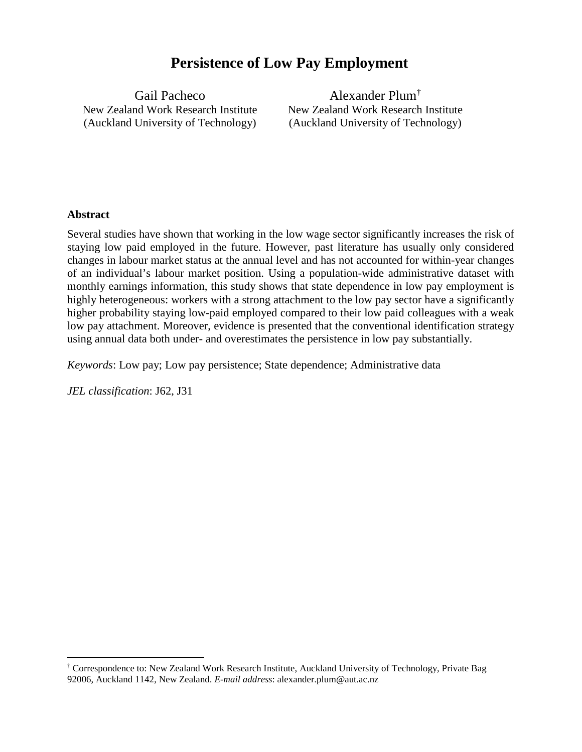# Persistence of Low Pay Employment

Gail Pacheco
New Zealand Work Research Institute
(Auckland University of Technology)

Alexander Plum[†]
New Zealand Work Research Institute
(Auckland University of Technology)

**Abstract**

Several studies have shown that working in the low wage sector significantly increases the risk of staying low paid employed in the future. However, past literature has usually only considered changes in labour market status at the annual level and has not accounted for within-year changes of an individual's labour market position. Using a population-wide administrative dataset with monthly earnings information, this study shows that state dependence in low pay employment is highly heterogeneous: workers with a strong attachment to the low pay sector have a significantly higher probability staying low-paid employed compared to their low paid colleagues with a weak low pay attachment. Moreover, evidence is presented that the conventional identification strategy using annual data both under- and overestimates the persistence in low pay substantially.

*Keywords*: Low pay; Low pay persistence; State dependence; Administrative data

*JEL classification*: J62, J31

[†] Correspondence to: New Zealand Work Research Institute, Auckland University of Technology, Private Bag 92006, Auckland 1142, New Zealand. *E-mail address*: alexander.plum@aut.ac.nz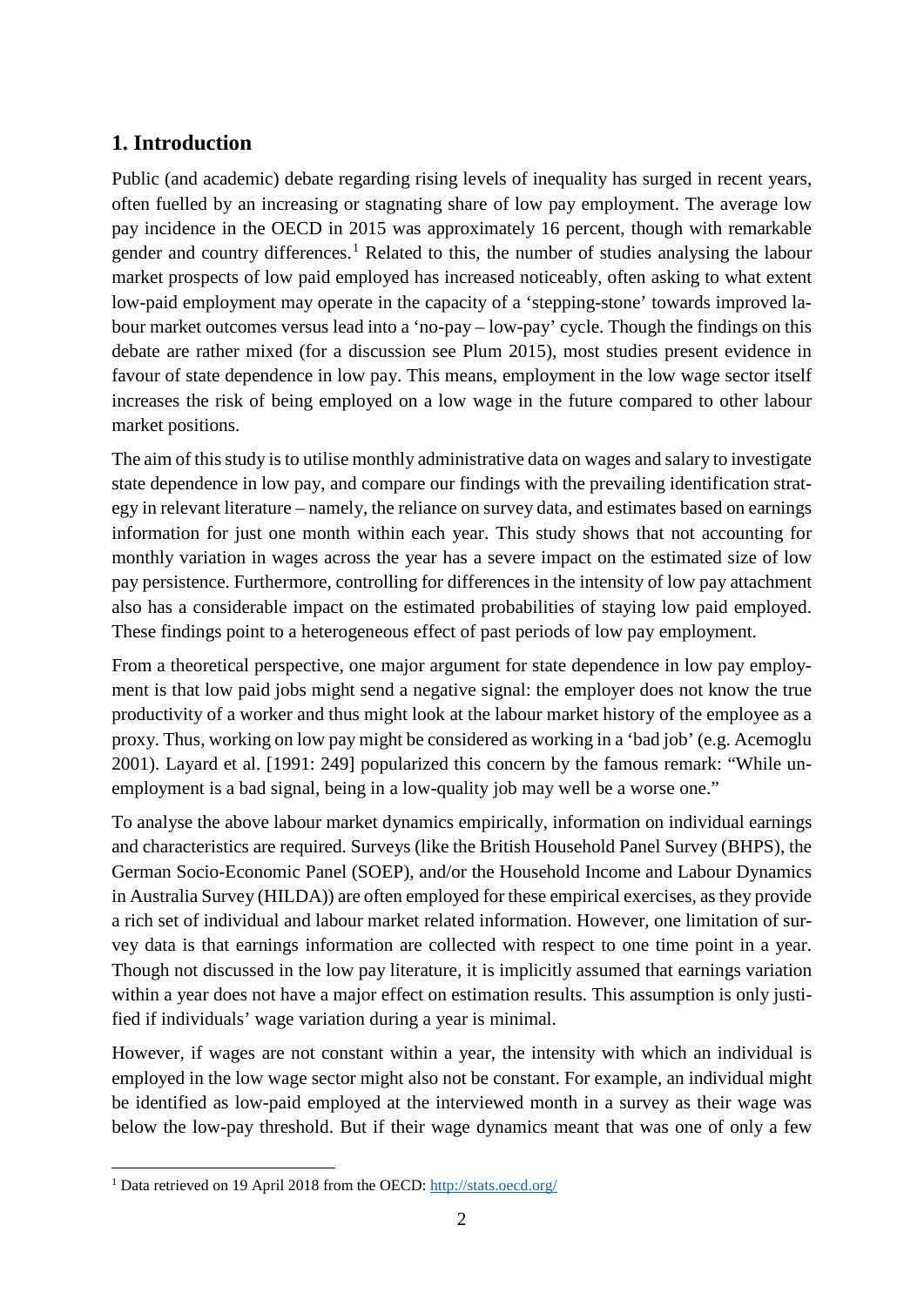## 1. Introduction

Public (and academic) debate regarding rising levels of inequality has surged in recent years, often fuelled by an increasing or stagnating share of low pay employment. The average low pay incidence in the OECD in 2015 was approximately 16 percent, though with remarkable gender and country differences.[1] Related to this, the number of studies analysing the labour market prospects of low paid employed has increased noticeably, often asking to what extent low-paid employment may operate in the capacity of a 'stepping-stone' towards improved labour market outcomes versus lead into a 'no-pay – low-pay' cycle. Though the findings on this debate are rather mixed (for a discussion see Plum 2015), most studies present evidence in favour of state dependence in low pay. This means, employment in the low wage sector itself increases the risk of being employed on a low wage in the future compared to other labour market positions.

The aim of this study is to utilise monthly administrative data on wages and salary to investigate state dependence in low pay, and compare our findings with the prevailing identification strategy in relevant literature – namely, the reliance on survey data, and estimates based on earnings information for just one month within each year. This study shows that not accounting for monthly variation in wages across the year has a severe impact on the estimated size of low pay persistence. Furthermore, controlling for differences in the intensity of low pay attachment also has a considerable impact on the estimated probabilities of staying low paid employed. These findings point to a heterogeneous effect of past periods of low pay employment.

From a theoretical perspective, one major argument for state dependence in low pay employment is that low paid jobs might send a negative signal: the employer does not know the true productivity of a worker and thus might look at the labour market history of the employee as a proxy. Thus, working on low pay might be considered as working in a 'bad job' (e.g. Acemoglu 2001). Layard et al. [1991: 249] popularized this concern by the famous remark: "While unemployment is a bad signal, being in a low-quality job may well be a worse one."

To analyse the above labour market dynamics empirically, information on individual earnings and characteristics are required. Surveys (like the British Household Panel Survey (BHPS), the German Socio-Economic Panel (SOEP), and/or the Household Income and Labour Dynamics in Australia Survey (HILDA)) are often employed for these empirical exercises, as they provide a rich set of individual and labour market related information. However, one limitation of survey data is that earnings information are collected with respect to one time point in a year. Though not discussed in the low pay literature, it is implicitly assumed that earnings variation within a year does not have a major effect on estimation results. This assumption is only justified if individuals' wage variation during a year is minimal.

However, if wages are not constant within a year, the intensity with which an individual is employed in the low wage sector might also not be constant. For example, an individual might be identified as low-paid employed at the interviewed month in a survey as their wage was below the low-pay threshold. But if their wage dynamics meant that was one of only a few

[1] Data retrieved on 19 April 2018 from the OECD: http://stats.oecd.org/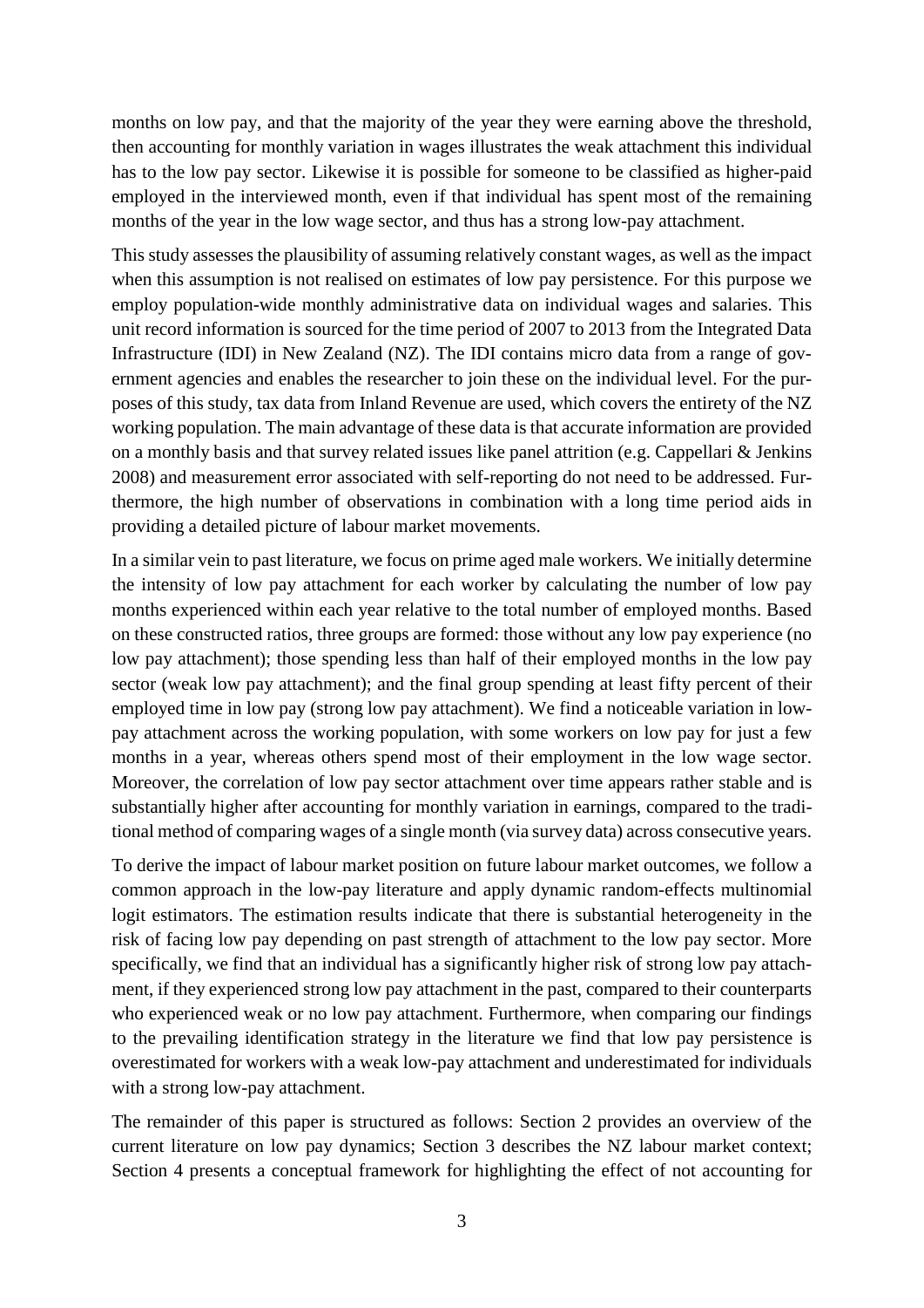months on low pay, and that the majority of the year they were earning above the threshold, then accounting for monthly variation in wages illustrates the weak attachment this individual has to the low pay sector. Likewise it is possible for someone to be classified as higher-paid employed in the interviewed month, even if that individual has spent most of the remaining months of the year in the low wage sector, and thus has a strong low-pay attachment.

This study assesses the plausibility of assuming relatively constant wages, as well as the impact when this assumption is not realised on estimates of low pay persistence. For this purpose we employ population-wide monthly administrative data on individual wages and salaries. This unit record information is sourced for the time period of 2007 to 2013 from the Integrated Data Infrastructure (IDI) in New Zealand (NZ). The IDI contains micro data from a range of government agencies and enables the researcher to join these on the individual level. For the purposes of this study, tax data from Inland Revenue are used, which covers the entirety of the NZ working population. The main advantage of these data is that accurate information are provided on a monthly basis and that survey related issues like panel attrition (e.g. Cappellari & Jenkins 2008) and measurement error associated with self-reporting do not need to be addressed. Furthermore, the high number of observations in combination with a long time period aids in providing a detailed picture of labour market movements.

In a similar vein to past literature, we focus on prime aged male workers. We initially determine the intensity of low pay attachment for each worker by calculating the number of low pay months experienced within each year relative to the total number of employed months. Based on these constructed ratios, three groups are formed: those without any low pay experience (no low pay attachment); those spending less than half of their employed months in the low pay sector (weak low pay attachment); and the final group spending at least fifty percent of their employed time in low pay (strong low pay attachment). We find a noticeable variation in low-pay attachment across the working population, with some workers on low pay for just a few months in a year, whereas others spend most of their employment in the low wage sector. Moreover, the correlation of low pay sector attachment over time appears rather stable and is substantially higher after accounting for monthly variation in earnings, compared to the traditional method of comparing wages of a single month (via survey data) across consecutive years.

To derive the impact of labour market position on future labour market outcomes, we follow a common approach in the low-pay literature and apply dynamic random-effects multinomial logit estimators. The estimation results indicate that there is substantial heterogeneity in the risk of facing low pay depending on past strength of attachment to the low pay sector. More specifically, we find that an individual has a significantly higher risk of strong low pay attachment, if they experienced strong low pay attachment in the past, compared to their counterparts who experienced weak or no low pay attachment. Furthermore, when comparing our findings to the prevailing identification strategy in the literature we find that low pay persistence is overestimated for workers with a weak low-pay attachment and underestimated for individuals with a strong low-pay attachment.

The remainder of this paper is structured as follows: Section 2 provides an overview of the current literature on low pay dynamics; Section 3 describes the NZ labour market context; Section 4 presents a conceptual framework for highlighting the effect of not accounting for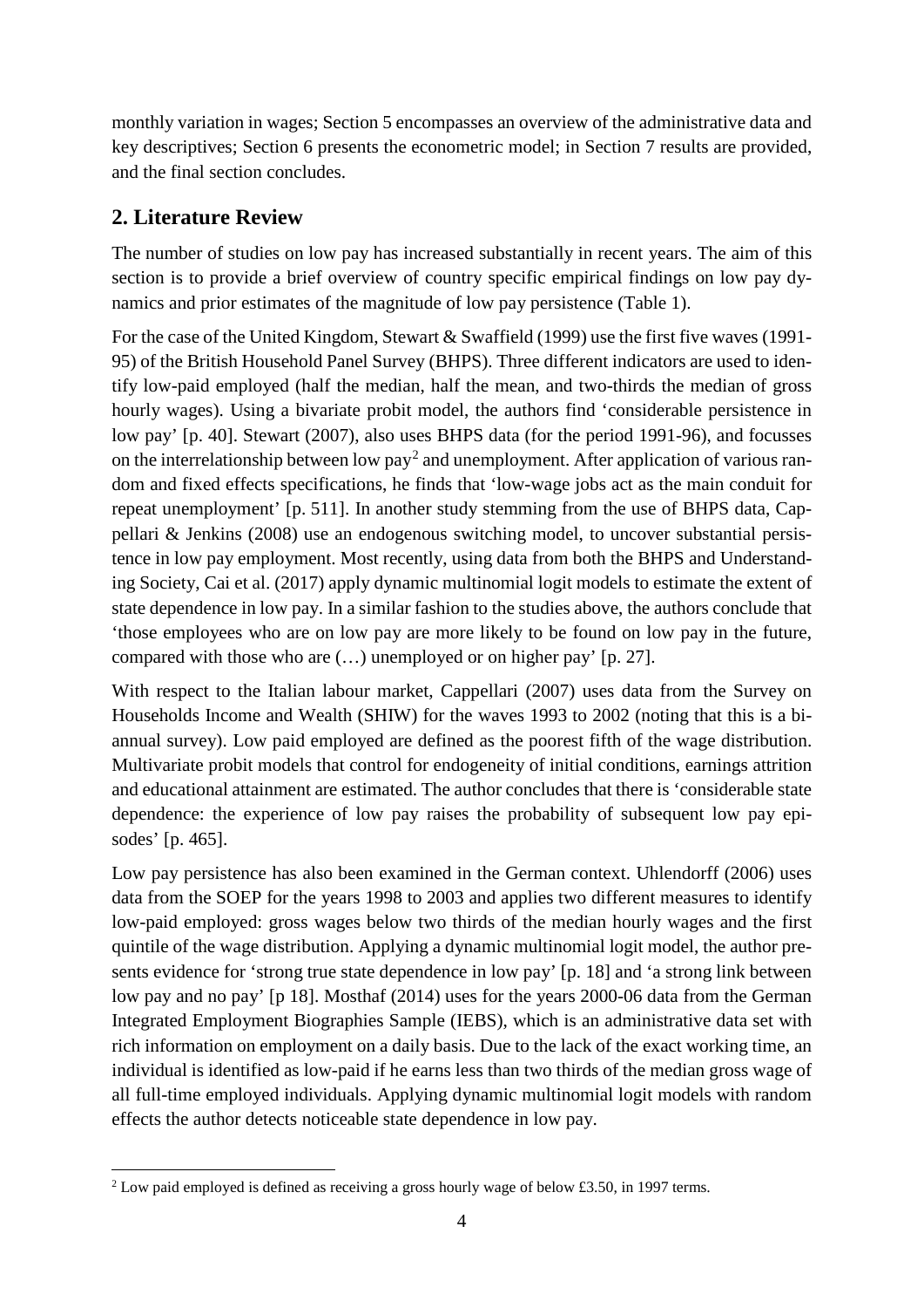monthly variation in wages; Section 5 encompasses an overview of the administrative data and key descriptives; Section 6 presents the econometric model; in Section 7 results are provided, and the final section concludes.

## 2. Literature Review

The number of studies on low pay has increased substantially in recent years. The aim of this section is to provide a brief overview of country specific empirical findings on low pay dynamics and prior estimates of the magnitude of low pay persistence (Table 1).

For the case of the United Kingdom, Stewart & Swaffield (1999) use the first five waves (1991-95) of the British Household Panel Survey (BHPS). Three different indicators are used to identify low-paid employed (half the median, half the mean, and two-thirds the median of gross hourly wages). Using a bivariate probit model, the authors find 'considerable persistence in low pay' [p. 40]. Stewart (2007), also uses BHPS data (for the period 1991-96), and focusses on the interrelationship between low pay[2] and unemployment. After application of various random and fixed effects specifications, he finds that 'low-wage jobs act as the main conduit for repeat unemployment' [p. 511]. In another study stemming from the use of BHPS data, Cappellari & Jenkins (2008) use an endogenous switching model, to uncover substantial persistence in low pay employment. Most recently, using data from both the BHPS and Understanding Society, Cai et al. (2017) apply dynamic multinomial logit models to estimate the extent of state dependence in low pay. In a similar fashion to the studies above, the authors conclude that 'those employees who are on low pay are more likely to be found on low pay in the future, compared with those who are (…) unemployed or on higher pay' [p. 27].

With respect to the Italian labour market, Cappellari (2007) uses data from the Survey on Households Income and Wealth (SHIW) for the waves 1993 to 2002 (noting that this is a biannual survey). Low paid employed are defined as the poorest fifth of the wage distribution. Multivariate probit models that control for endogeneity of initial conditions, earnings attrition and educational attainment are estimated. The author concludes that there is 'considerable state dependence: the experience of low pay raises the probability of subsequent low pay episodes' [p. 465].

Low pay persistence has also been examined in the German context. Uhlendorff (2006) uses data from the SOEP for the years 1998 to 2003 and applies two different measures to identify low-paid employed: gross wages below two thirds of the median hourly wages and the first quintile of the wage distribution. Applying a dynamic multinomial logit model, the author presents evidence for 'strong true state dependence in low pay' [p. 18] and 'a strong link between low pay and no pay' [p 18]. Mosthaf (2014) uses for the years 2000-06 data from the German Integrated Employment Biographies Sample (IEBS), which is an administrative data set with rich information on employment on a daily basis. Due to the lack of the exact working time, an individual is identified as low-paid if he earns less than two thirds of the median gross wage of all full-time employed individuals. Applying dynamic multinomial logit models with random effects the author detects noticeable state dependence in low pay.

[2] Low paid employed is defined as receiving a gross hourly wage of below £3.50, in 1997 terms.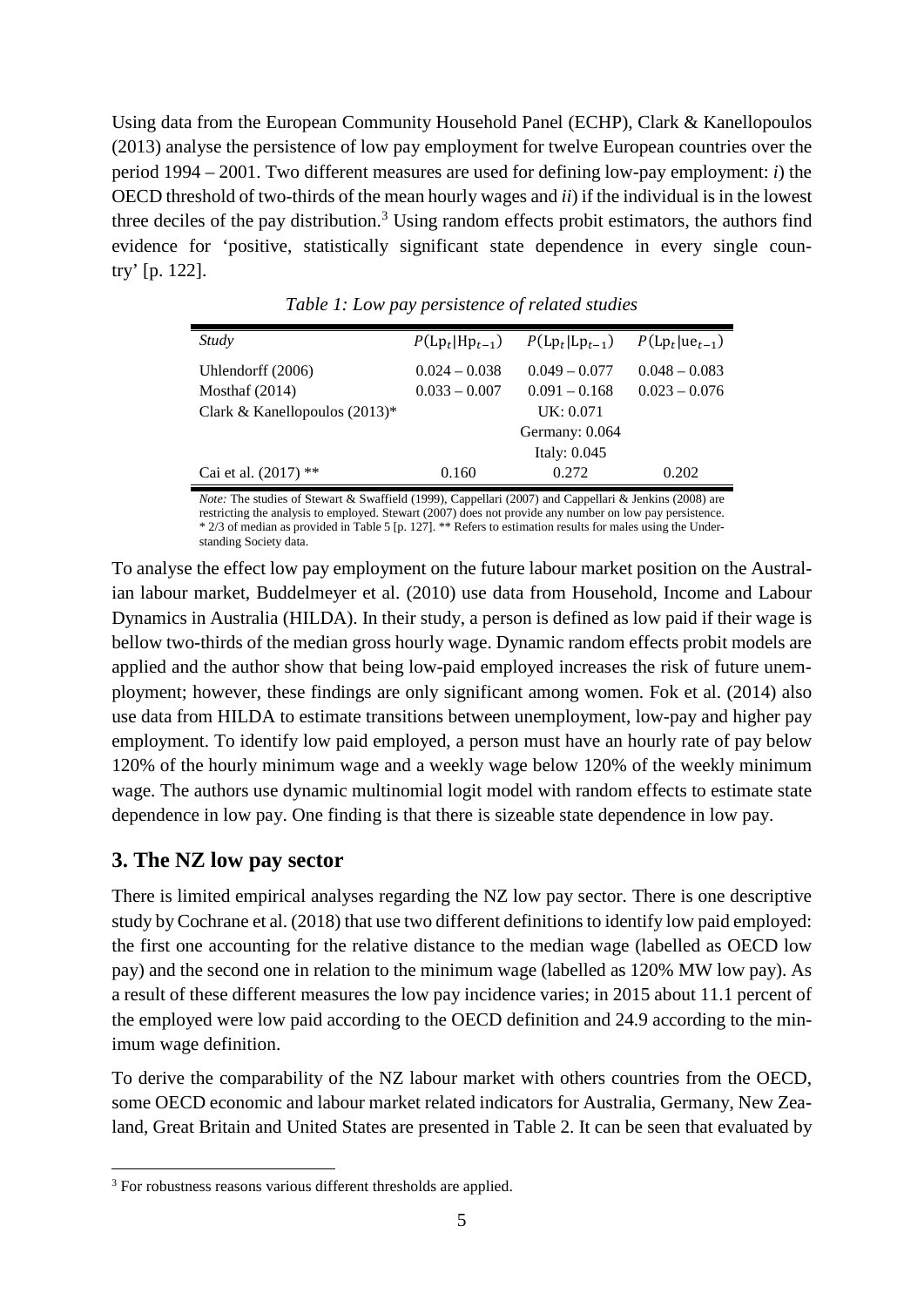Using data from the European Community Household Panel (ECHP), Clark & Kanellopoulos (2013) analyse the persistence of low pay employment for twelve European countries over the period 1994 – 2001. Two different measures are used for defining low-pay employment: *i*) the OECD threshold of two-thirds of the mean hourly wages and *ii*) if the individual is in the lowest three deciles of the pay distribution.[3] Using random effects probit estimators, the authors find evidence for 'positive, statistically significant state dependence in every single country' [p. 122].

*Table 1: Low pay persistence of related studies*

| *Study* | $P(\text{Lp}_t \vert \text{Hp}_{t-1})$ | $P(\text{Lp}_t \vert \text{Lp}_{t-1})$ | $P(\text{Lp}_t \vert \text{ue}_{t-1})$ |
|---|---|---|---|
| Uhlendorff (2006) | 0.024 – 0.038 | 0.049 – 0.077 | 0.048 – 0.083 |
| Mosthaf (2014) | 0.033 – 0.007 | 0.091 – 0.168 | 0.023 – 0.076 |
| Clark & Kanellopoulos (2013)* | | UK: 0.071 | |
| | | Germany: 0.064 | |
| | | Italy: 0.045 | |
| Cai et al. (2017) ** | 0.160 | 0.272 | 0.202 |

*Note:* The studies of Stewart & Swaffield (1999), Cappellari (2007) and Cappellari & Jenkins (2008) are restricting the analysis to employed. Stewart (2007) does not provide any number on low pay persistence. * 2/3 of median as provided in Table 5 [p. 127]. ** Refers to estimation results for males using the Understanding Society data.

To analyse the effect low pay employment on the future labour market position on the Australian labour market, Buddelmeyer et al. (2010) use data from Household, Income and Labour Dynamics in Australia (HILDA). In their study, a person is defined as low paid if their wage is bellow two-thirds of the median gross hourly wage. Dynamic random effects probit models are applied and the author show that being low-paid employed increases the risk of future unemployment; however, these findings are only significant among women. Fok et al. (2014) also use data from HILDA to estimate transitions between unemployment, low-pay and higher pay employment. To identify low paid employed, a person must have an hourly rate of pay below 120% of the hourly minimum wage and a weekly wage below 120% of the weekly minimum wage. The authors use dynamic multinomial logit model with random effects to estimate state dependence in low pay. One finding is that there is sizeable state dependence in low pay.

## 3. The NZ low pay sector

There is limited empirical analyses regarding the NZ low pay sector. There is one descriptive study by Cochrane et al. (2018) that use two different definitions to identify low paid employed: the first one accounting for the relative distance to the median wage (labelled as OECD low pay) and the second one in relation to the minimum wage (labelled as 120% MW low pay). As a result of these different measures the low pay incidence varies; in 2015 about 11.1 percent of the employed were low paid according to the OECD definition and 24.9 according to the minimum wage definition.

To derive the comparability of the NZ labour market with others countries from the OECD, some OECD economic and labour market related indicators for Australia, Germany, New Zealand, Great Britain and United States are presented in Table 2. It can be seen that evaluated by

[3] For robustness reasons various different thresholds are applied.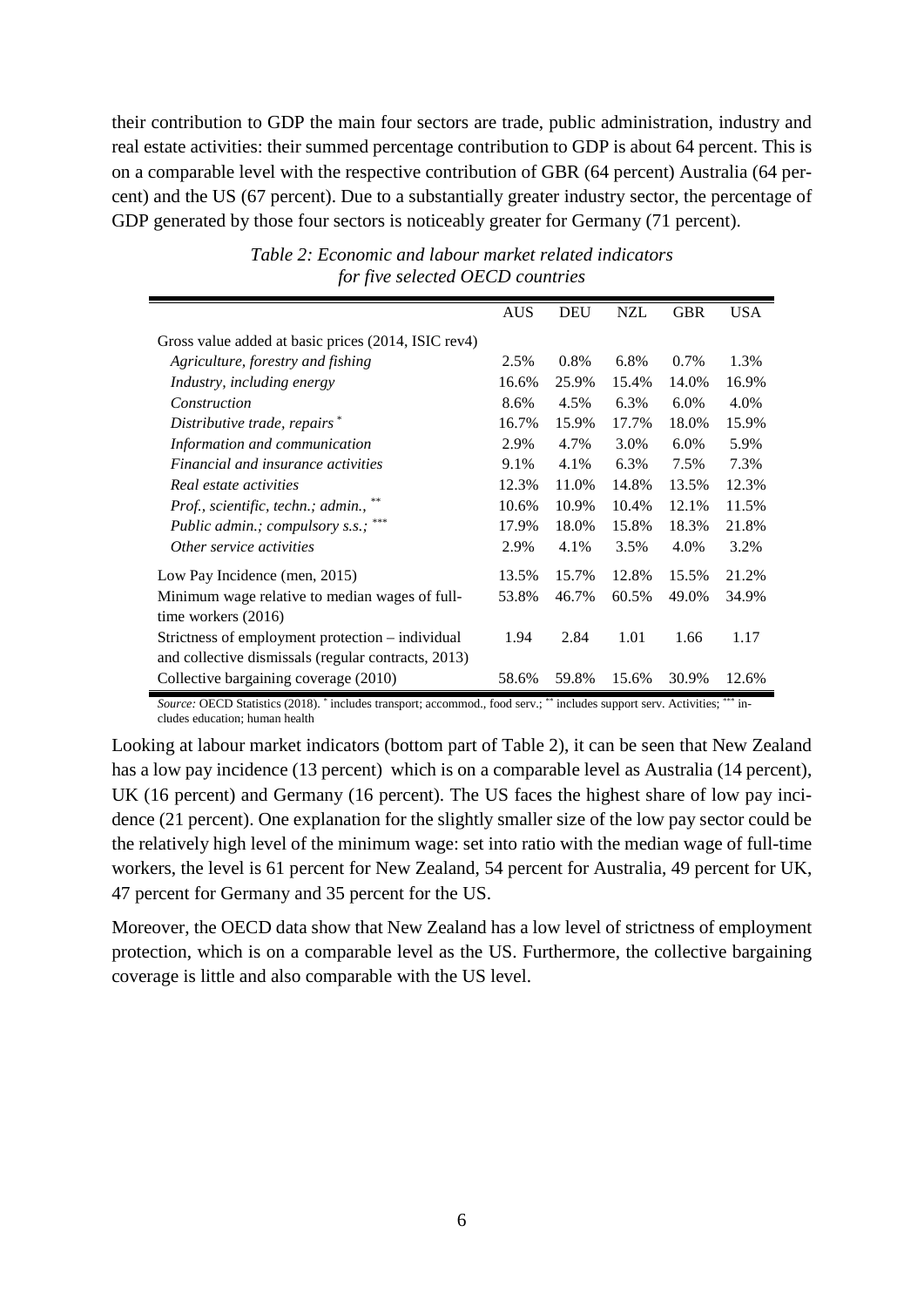their contribution to GDP the main four sectors are trade, public administration, industry and real estate activities: their summed percentage contribution to GDP is about 64 percent. This is on a comparable level with the respective contribution of GBR (64 percent) Australia (64 percent) and the US (67 percent). Due to a substantially greater industry sector, the percentage of GDP generated by those four sectors is noticeably greater for Germany (71 percent).

*Table 2: Economic and labour market related indicators for five selected OECD countries*

| | AUS | DEU | NZL | GBR | USA |
|---|---|---|---|---|---|
| Gross value added at basic prices (2014, ISIC rev4) | | | | | |
| *Agriculture, forestry and fishing* | 2.5% | 0.8% | 6.8% | 0.7% | 1.3% |
| *Industry, including energy* | 16.6% | 25.9% | 15.4% | 14.0% | 16.9% |
| *Construction* | 8.6% | 4.5% | 6.3% | 6.0% | 4.0% |
| *Distributive trade, repairs* * | 16.7% | 15.9% | 17.7% | 18.0% | 15.9% |
| *Information and communication* | 2.9% | 4.7% | 3.0% | 6.0% | 5.9% |
| *Financial and insurance activities* | 9.1% | 4.1% | 6.3% | 7.5% | 7.3% |
| *Real estate activities* | 12.3% | 11.0% | 14.8% | 13.5% | 12.3% |
| *Prof., scientific, techn.; admin.,* ** | 10.6% | 10.9% | 10.4% | 12.1% | 11.5% |
| *Public admin.; compulsory s.s.;* *** | 17.9% | 18.0% | 15.8% | 18.3% | 21.8% |
| *Other service activities* | 2.9% | 4.1% | 3.5% | 4.0% | 3.2% |
| Low Pay Incidence (men, 2015) | 13.5% | 15.7% | 12.8% | 15.5% | 21.2% |
| Minimum wage relative to median wages of full-time workers (2016) | 53.8% | 46.7% | 60.5% | 49.0% | 34.9% |
| Strictness of employment protection – individual and collective dismissals (regular contracts, 2013) | 1.94 | 2.84 | 1.01 | 1.66 | 1.17 |
| Collective bargaining coverage (2010) | 58.6% | 59.8% | 15.6% | 30.9% | 12.6% |

*Source:* OECD Statistics (2018). * includes transport; accommod., food serv.; ** includes support serv. Activities; *** includes education; human health

Looking at labour market indicators (bottom part of Table 2), it can be seen that New Zealand has a low pay incidence (13 percent) which is on a comparable level as Australia (14 percent), UK (16 percent) and Germany (16 percent). The US faces the highest share of low pay incidence (21 percent). One explanation for the slightly smaller size of the low pay sector could be the relatively high level of the minimum wage: set into ratio with the median wage of full-time workers, the level is 61 percent for New Zealand, 54 percent for Australia, 49 percent for UK, 47 percent for Germany and 35 percent for the US.

Moreover, the OECD data show that New Zealand has a low level of strictness of employment protection, which is on a comparable level as the US. Furthermore, the collective bargaining coverage is little and also comparable with the US level.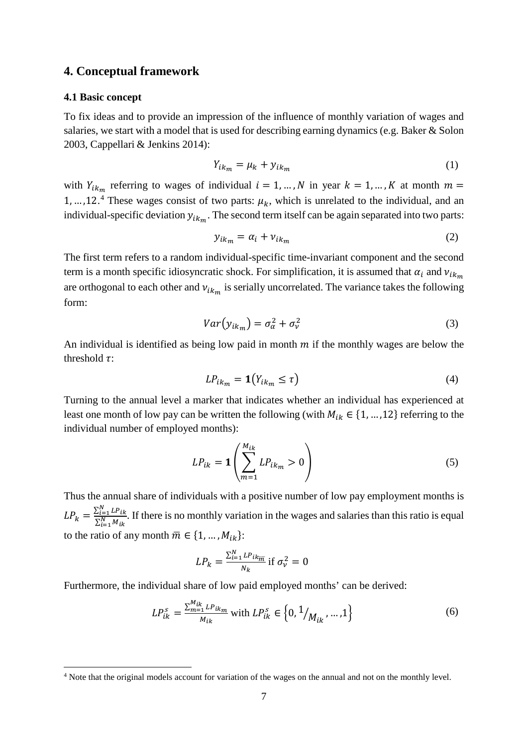## 4. Conceptual framework

### 4.1 Basic concept

To fix ideas and to provide an impression of the influence of monthly variation of wages and salaries, we start with a model that is used for describing earning dynamics (e.g. Baker & Solon 2003, Cappellari & Jenkins 2014):

$$Y_{ik_m} = \mu_k + y_{ik_m} \tag{1}$$

with $Y_{ik_m}$ referring to wages of individual $i = 1, \dots, N$ in year $k = 1, \dots, K$ at month $m = 1, \dots, 12$.[4] These wages consist of two parts: $\mu_k$, which is unrelated to the individual, and an individual-specific deviation $y_{ik_m}$. The second term itself can be again separated into two parts:

$$y_{ik_m} = \alpha_i + \nu_{ik_m} \tag{2}$$

The first term refers to a random individual-specific time-invariant component and the second term is a month specific idiosyncratic shock. For simplification, it is assumed that $\alpha_i$ and $\nu_{ik_m}$ are orthogonal to each other and $\nu_{ik_m}$ is serially uncorrelated. The variance takes the following form:

$$Var(y_{ik_m}) = \sigma_\alpha^2 + \sigma_\nu^2 \tag{3}$$

An individual is identified as being low paid in month $m$ if the monthly wages are below the threshold $\tau$:

$$LP_{ik_m} = \mathbf{1}(Y_{ik_m} \leq \tau) \tag{4}$$

Turning to the annual level a marker that indicates whether an individual has experienced at least one month of low pay can be written the following (with $M_{ik} \in \{1, \dots, 12\}$ referring to the individual number of employed months):

$$LP_{ik} = \mathbf{1}\left(\sum_{m=1}^{M_{ik}} LP_{ik_m} > 0\right) \tag{5}$$

Thus the annual share of individuals with a positive number of low pay employment months is $LP_k = \frac{\sum_{i=1}^{N} LP_{ik}}{\sum_{i=1}^{N} M_{ik}}$. If there is no monthly variation in the wages and salaries than this ratio is equal to the ratio of any month $\overline{m} \in \{1, \dots, M_{ik}\}$:

$$LP_k = \frac{\sum_{i=1}^{N} LP_{ik_{\overline{m}}}}{N_k} \text{ if } \sigma_\nu^2 = 0$$

Furthermore, the individual share of low paid employed months' can be derived:

$$LP_{ik}^s = \frac{\sum_{m=1}^{M_{ik}} LP_{ik_m}}{M_{ik}} \text{ with } LP_{ik}^s \in \left\{0, {}^{1}/_{M_{ik}}, \dots, 1\right\} \tag{6}$$

[4] Note that the original models account for variation of the wages on the annual and not on the monthly level.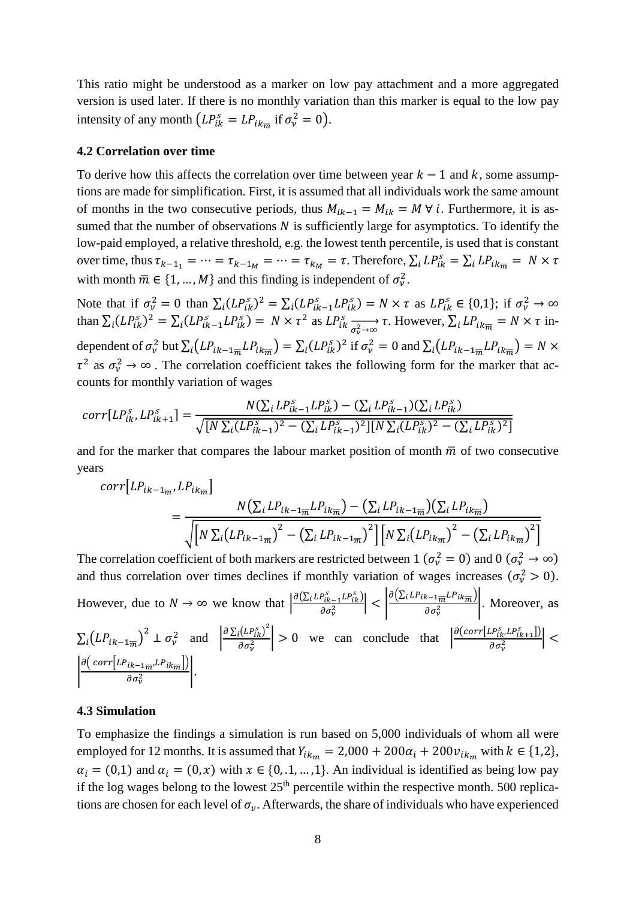This ratio might be understood as a marker on low pay attachment and a more aggregated version is used later. If there is no monthly variation than this marker is equal to the low pay intensity of any month $\left(LP_{ik}^{s} = LP_{ik_{\overline{m}}} \text{ if } \sigma_{v}^{2} = 0\right)$.

### 4.2 Correlation over time

To derive how this affects the correlation over time between year $k-1$ and $k$, some assumptions are made for simplification. First, it is assumed that all individuals work the same amount of months in the two consecutive periods, thus $M_{ik-1} = M_{ik} = M \,\forall\, i$. Furthermore, it is assumed that the number of observations $N$ is sufficiently large for asymptotics. To identify the low-paid employed, a relative threshold, e.g. the lowest tenth percentile, is used that is constant over time, thus $\tau_{k-1_1} = \cdots = \tau_{k-1_M} = \cdots = \tau_{k_M} = \tau$. Therefore, $\sum_i LP_{ik}^{s} = \sum_i LP_{ik_{\overline{m}}} = N \times \tau$ with month $\overline{m} \in \{1, \ldots, M\}$ and this finding is independent of $\sigma_{v}^{2}$.

Note that if $\sigma_{v}^{2} = 0$ than $\sum_i (LP_{ik}^{s})^2 = \sum_i (LP_{ik-1}^{s} LP_{ik}^{s}) = N \times \tau$ as $LP_{ik}^{s} \in \{0,1\}$; if $\sigma_{v}^{2} \to \infty$ than $\sum_i (LP_{ik}^{s})^2 = \sum_i (LP_{ik-1}^{s} LP_{ik}^{s}) = N \times \tau^2$ as $LP_{ik}^{s} \xrightarrow[\sigma_{v}^{2} \to \infty]{} \tau$. However, $\sum_i LP_{ik_{\overline{m}}} = N \times \tau$ independent of $\sigma_{v}^{2}$ but $\sum_i \left(LP_{ik-1_{\overline{m}}} LP_{ik_{\overline{m}}}\right) = \sum_i (LP_{ik}^{s})^2$ if $\sigma_{v}^{2} = 0$ and $\sum_i \left(LP_{ik-1_{\overline{m}}} LP_{ik_{\overline{m}}}\right) = N \times \tau^2$ as $\sigma_{v}^{2} \to \infty$. The correlation coefficient takes the following form for the marker that accounts for monthly variation of wages

$$corr[LP_{ik}^{s}, LP_{ik+1}^{s}] = \frac{N(\sum_i LP_{ik-1}^{s} LP_{ik}^{s}) - (\sum_i LP_{ik-1}^{s})(\sum_i LP_{ik}^{s})}{\sqrt{[N\sum_i (LP_{ik-1}^{s})^2 - (\sum_i LP_{ik-1}^{s})^2][N\sum_i (LP_{ik}^{s})^2 - (\sum_i LP_{ik}^{s})^2]}}$$

and for the marker that compares the labour market position of month $\overline{m}$ of two consecutive years

$$corr\left[LP_{ik-1_{\overline{m}}}, LP_{ik_{\overline{m}}}\right] = \frac{N\left(\sum_i LP_{ik-1_{\overline{m}}} LP_{ik_{\overline{m}}}\right) - \left(\sum_i LP_{ik-1_{\overline{m}}}\right)\left(\sum_i LP_{ik_{\overline{m}}}\right)}{\sqrt{\left[N\sum_i \left(LP_{ik-1_{\overline{m}}}\right)^2 - \left(\sum_i LP_{ik-1_{\overline{m}}}\right)^2\right]\left[N\sum_i \left(LP_{ik_{\overline{m}}}\right)^2 - \left(\sum_i LP_{ik_{\overline{m}}}\right)^2\right]}}$$

The correlation coefficient of both markers are restricted between 1 ($\sigma_{v}^{2} = 0$) and 0 ($\sigma_{v}^{2} \to \infty$) and thus correlation over times declines if monthly variation of wages increases ($\sigma_{v}^{2} > 0$). However, due to $N \to \infty$ we know that $\left|\frac{\partial(\sum_i LP_{ik-1}^{s} LP_{ik}^{s})}{\partial \sigma_{v}^{2}}\right| < \left|\frac{\partial\left(\sum_i LP_{ik-1_{\overline{m}}} LP_{ik_{\overline{m}}}\right)}{\partial \sigma_{v}^{2}}\right|$. Moreover, as $\sum_i \left(LP_{ik-1_{\overline{m}}}\right)^2 \perp \sigma_{v}^{2}$ and $\left|\frac{\partial \sum_i (LP_{ik}^{s})^2}{\partial \sigma_{v}^{2}}\right| > 0$ we can conclude that $\left|\frac{\partial(corr[LP_{ik}^{s}, LP_{ik+1}^{s}])}{\partial \sigma_{v}^{2}}\right| < \left|\frac{\partial\left(corr\left[LP_{ik-1_{\overline{m}}}, LP_{ik_{\overline{m}}}\right]\right)}{\partial \sigma_{v}^{2}}\right|$.

### 4.3 Simulation

To emphasize the findings a simulation is run based on 5,000 individuals of whom all were employed for 12 months. It is assumed that $Y_{ik_m} = 2{,}000 + 200\alpha_i + 200v_{ik_m}$ with $k \in \{1,2\}$, $\alpha_i = (0,1)$ and $\alpha_i = (0,x)$ with $x \in \{0, .1, \ldots, 1\}$. An individual is identified as being low pay if the log wages belong to the lowest 25th percentile within the respective month. 500 replications are chosen for each level of $\sigma_v$. Afterwards, the share of individuals who have experienced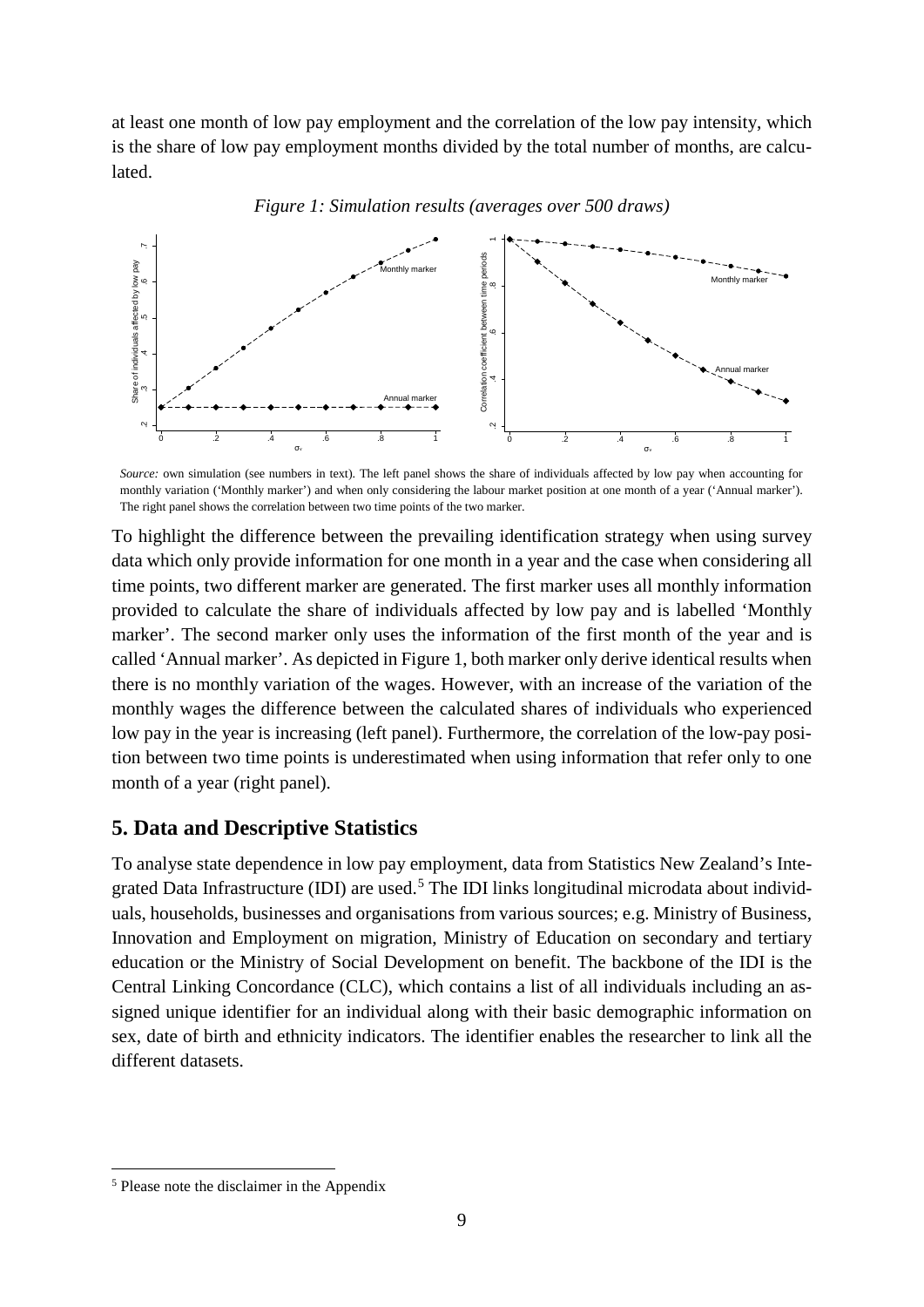at least one month of low pay employment and the correlation of the low pay intensity, which is the share of low pay employment months divided by the total number of months, are calculated.

*Figure 1: Simulation results (averages over 500 draws)*

*Source:* own simulation (see numbers in text). The left panel shows the share of individuals affected by low pay when accounting for monthly variation ('Monthly marker') and when only considering the labour market position at one month of a year ('Annual marker'). The right panel shows the correlation between two time points of the two marker.

To highlight the difference between the prevailing identification strategy when using survey data which only provide information for one month in a year and the case when considering all time points, two different marker are generated. The first marker uses all monthly information provided to calculate the share of individuals affected by low pay and is labelled 'Monthly marker'. The second marker only uses the information of the first month of the year and is called 'Annual marker'. As depicted in Figure 1, both marker only derive identical results when there is no monthly variation of the wages. However, with an increase of the variation of the monthly wages the difference between the calculated shares of individuals who experienced low pay in the year is increasing (left panel). Furthermore, the correlation of the low-pay position between two time points is underestimated when using information that refer only to one month of a year (right panel).

## 5. Data and Descriptive Statistics

To analyse state dependence in low pay employment, data from Statistics New Zealand's Integrated Data Infrastructure (IDI) are used.[5] The IDI links longitudinal microdata about individuals, households, businesses and organisations from various sources; e.g. Ministry of Business, Innovation and Employment on migration, Ministry of Education on secondary and tertiary education or the Ministry of Social Development on benefit. The backbone of the IDI is the Central Linking Concordance (CLC), which contains a list of all individuals including an assigned unique identifier for an individual along with their basic demographic information on sex, date of birth and ethnicity indicators. The identifier enables the researcher to link all the different datasets.

[5] Please note the disclaimer in the Appendix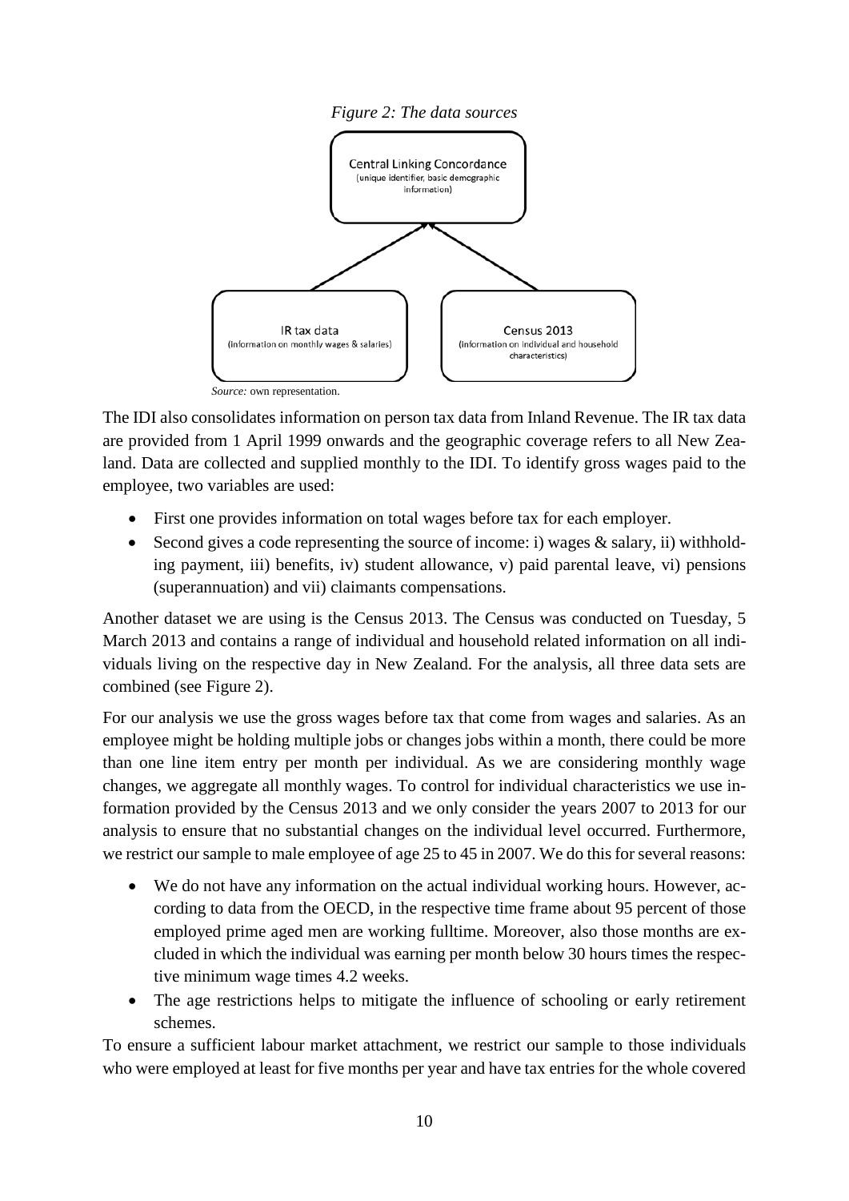*Figure 2: The data sources*

Central Linking Concordance
(unique identifier, basic demographic information)

IR tax data
(information on monthly wages & salaries)

Census 2013
(information on individual and household characteristics)

*Source:* own representation.

The IDI also consolidates information on person tax data from Inland Revenue. The IR tax data are provided from 1 April 1999 onwards and the geographic coverage refers to all New Zealand. Data are collected and supplied monthly to the IDI. To identify gross wages paid to the employee, two variables are used:

- First one provides information on total wages before tax for each employer.
- Second gives a code representing the source of income: i) wages & salary, ii) withholding payment, iii) benefits, iv) student allowance, v) paid parental leave, vi) pensions (superannuation) and vii) claimants compensations.

Another dataset we are using is the Census 2013. The Census was conducted on Tuesday, 5 March 2013 and contains a range of individual and household related information on all individuals living on the respective day in New Zealand. For the analysis, all three data sets are combined (see Figure 2).

For our analysis we use the gross wages before tax that come from wages and salaries. As an employee might be holding multiple jobs or changes jobs within a month, there could be more than one line item entry per month per individual. As we are considering monthly wage changes, we aggregate all monthly wages. To control for individual characteristics we use information provided by the Census 2013 and we only consider the years 2007 to 2013 for our analysis to ensure that no substantial changes on the individual level occurred. Furthermore, we restrict our sample to male employee of age 25 to 45 in 2007. We do this for several reasons:

- We do not have any information on the actual individual working hours. However, according to data from the OECD, in the respective time frame about 95 percent of those employed prime aged men are working fulltime. Moreover, also those months are excluded in which the individual was earning per month below 30 hours times the respective minimum wage times 4.2 weeks.
- The age restrictions helps to mitigate the influence of schooling or early retirement schemes.

To ensure a sufficient labour market attachment, we restrict our sample to those individuals who were employed at least for five months per year and have tax entries for the whole covered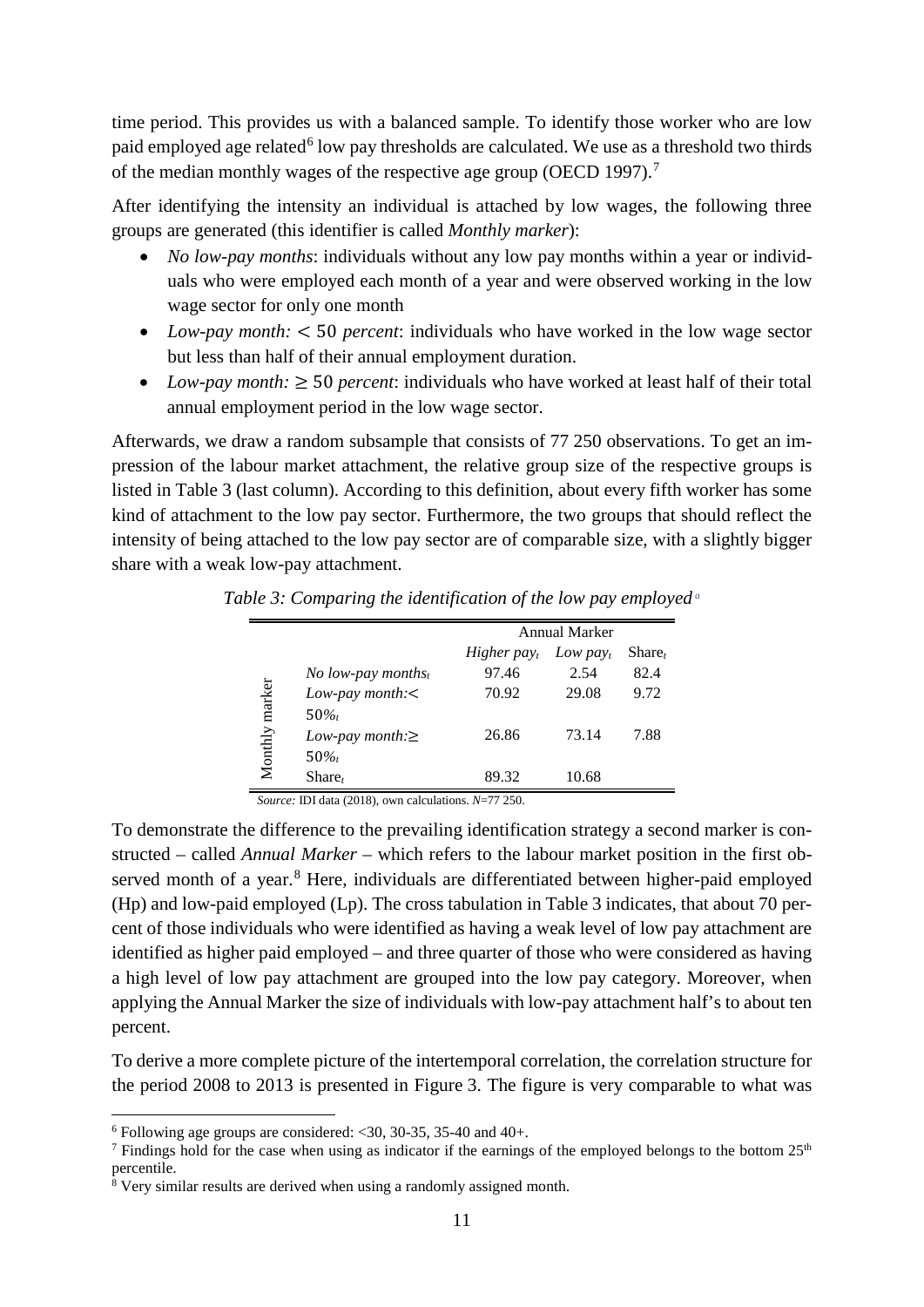time period. This provides us with a balanced sample. To identify those worker who are low paid employed age related[6] low pay thresholds are calculated. We use as a threshold two thirds of the median monthly wages of the respective age group (OECD 1997).[7]

After identifying the intensity an individual is attached by low wages, the following three groups are generated (this identifier is called *Monthly marker*):

- *No low-pay months*: individuals without any low pay months within a year or individuals who were employed each month of a year and were observed working in the low wage sector for only one month
- *Low-pay month:* $< 50$ *percent*: individuals who have worked in the low wage sector but less than half of their annual employment duration.
- *Low-pay month:* $\geq 50$ *percent*: individuals who have worked at least half of their total annual employment period in the low wage sector.

Afterwards, we draw a random subsample that consists of 77 250 observations. To get an impression of the labour market attachment, the relative group size of the respective groups is listed in Table 3 (last column). According to this definition, about every fifth worker has some kind of attachment to the low pay sector. Furthermore, the two groups that should reflect the intensity of being attached to the low pay sector are of comparable size, with a slightly bigger share with a weak low-pay attachment.

*Table 3: Comparing the identification of the low pay employed* [a]

| | | Annual Marker | | |
|---|---|---|---|---|
| | | *Higher pay$_t$* | *Low pay$_t$* | Share$_t$ |
| Monthly marker | *No low-pay months$_t$* | 97.46 | 2.54 | 82.4 |
| | *Low-pay month:*$<$ $50\%_t$ | 70.92 | 29.08 | 9.72 |
| | *Low-pay month:*$\geq$ $50\%_t$ | 26.86 | 73.14 | 7.88 |
| | Share$_t$ | 89.32 | 10.68 | |

*Source:* IDI data (2018), own calculations. *N*=77 250.

To demonstrate the difference to the prevailing identification strategy a second marker is constructed – called *Annual Marker* – which refers to the labour market position in the first observed month of a year.[8] Here, individuals are differentiated between higher-paid employed (Hp) and low-paid employed (Lp). The cross tabulation in Table 3 indicates, that about 70 percent of those individuals who were identified as having a weak level of low pay attachment are identified as higher paid employed – and three quarter of those who were considered as having a high level of low pay attachment are grouped into the low pay category. Moreover, when applying the Annual Marker the size of individuals with low-pay attachment half's to about ten percent.

To derive a more complete picture of the intertemporal correlation, the correlation structure for the period 2008 to 2013 is presented in Figure 3. The figure is very comparable to what was

[6] Following age groups are considered: <30, 30-35, 35-40 and 40+.

[7] Findings hold for the case when using as indicator if the earnings of the employed belongs to the bottom 25th percentile.

[8] Very similar results are derived when using a randomly assigned month.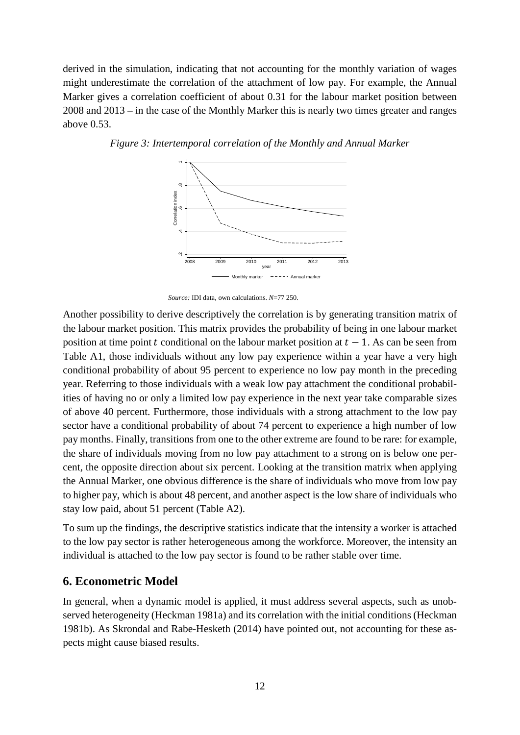derived in the simulation, indicating that not accounting for the monthly variation of wages might underestimate the correlation of the attachment of low pay. For example, the Annual Marker gives a correlation coefficient of about 0.31 for the labour market position between 2008 and 2013 – in the case of the Monthly Marker this is nearly two times greater and ranges above 0.53.

*Figure 3: Intertemporal correlation of the Monthly and Annual Marker*

*Source:* IDI data, own calculations. *N*=77 250.

Another possibility to derive descriptively the correlation is by generating transition matrix of the labour market position. This matrix provides the probability of being in one labour market position at time point $t$ conditional on the labour market position at $t-1$. As can be seen from Table A1, those individuals without any low pay experience within a year have a very high conditional probability of about 95 percent to experience no low pay month in the preceding year. Referring to those individuals with a weak low pay attachment the conditional probabilities of having no or only a limited low pay experience in the next year take comparable sizes of above 40 percent. Furthermore, those individuals with a strong attachment to the low pay sector have a conditional probability of about 74 percent to experience a high number of low pay months. Finally, transitions from one to the other extreme are found to be rare: for example, the share of individuals moving from no low pay attachment to a strong on is below one percent, the opposite direction about six percent. Looking at the transition matrix when applying the Annual Marker, one obvious difference is the share of individuals who move from low pay to higher pay, which is about 48 percent, and another aspect is the low share of individuals who stay low paid, about 51 percent (Table A2).

To sum up the findings, the descriptive statistics indicate that the intensity a worker is attached to the low pay sector is rather heterogeneous among the workforce. Moreover, the intensity an individual is attached to the low pay sector is found to be rather stable over time.

## 6. Econometric Model

In general, when a dynamic model is applied, it must address several aspects, such as unobserved heterogeneity (Heckman 1981a) and its correlation with the initial conditions (Heckman 1981b). As Skrondal and Rabe-Hesketh (2014) have pointed out, not accounting for these aspects might cause biased results.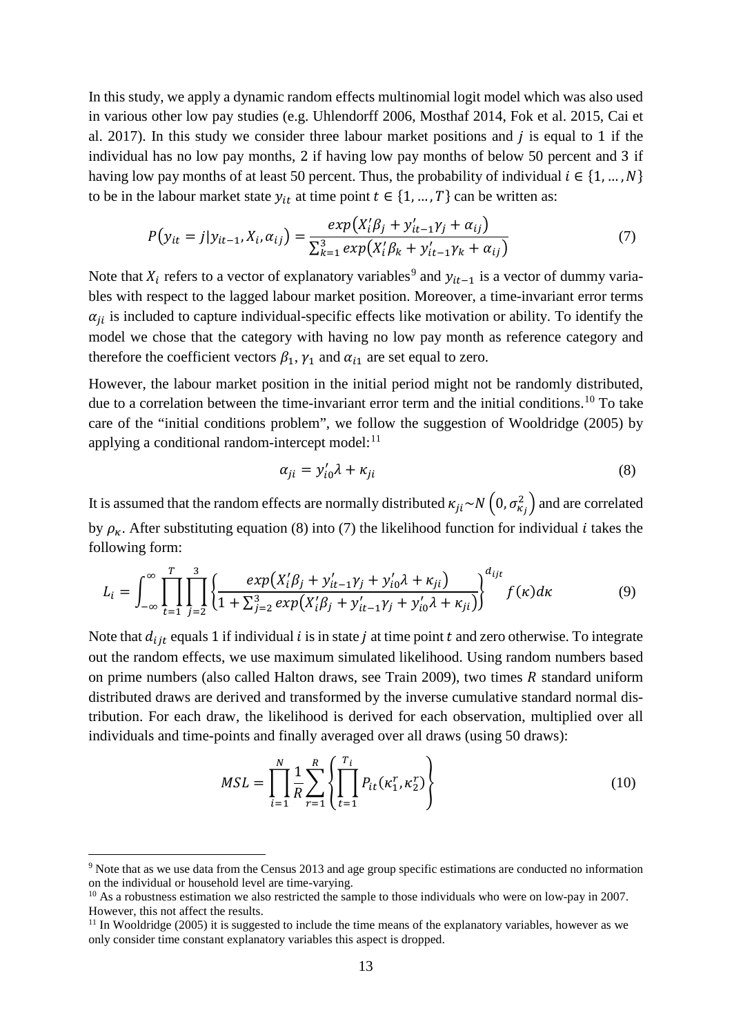In this study, we apply a dynamic random effects multinomial logit model which was also used in various other low pay studies (e.g. Uhlendorff 2006, Mosthaf 2014, Fok et al. 2015, Cai et al. 2017). In this study we consider three labour market positions and $j$ is equal to 1 if the individual has no low pay months, 2 if having low pay months of below 50 percent and 3 if having low pay months of at least 50 percent. Thus, the probability of individual $i \in \{1, \dots, N\}$ to be in the labour market state $y_{it}$ at time point $t \in \{1, \dots, T\}$ can be written as:

$$P(y_{it} = j | y_{it-1}, X_i, \alpha_{ij}) = \frac{exp(X_i'\beta_j + y_{it-1}'\gamma_j + \alpha_{ij})}{\sum_{k=1}^{3} exp(X_i'\beta_k + y_{it-1}'\gamma_k + \alpha_{ij})} \tag{7}$$

Note that $X_i$ refers to a vector of explanatory variables[9] and $y_{it-1}$ is a vector of dummy variables with respect to the lagged labour market position. Moreover, a time-invariant error terms $\alpha_{ji}$ is included to capture individual-specific effects like motivation or ability. To identify the model we chose that the category with having no low pay month as reference category and therefore the coefficient vectors $\beta_1, \gamma_1$ and $\alpha_{i1}$ are set equal to zero.

However, the labour market position in the initial period might not be randomly distributed, due to a correlation between the time-invariant error term and the initial conditions.[10] To take care of the "initial conditions problem", we follow the suggestion of Wooldridge (2005) by applying a conditional random-intercept model:[11]

$$\alpha_{ji} = y_{i0}'\lambda + \kappa_{ji} \tag{8}$$

It is assumed that the random effects are normally distributed $\kappa_{ji} \sim N\left(0, \sigma_{\kappa_j}^2\right)$ and are correlated by $\rho_\kappa$. After substituting equation (8) into (7) the likelihood function for individual $i$ takes the following form:

$$L_i = \int_{-\infty}^{\infty} \prod_{t=1}^{T} \prod_{j=2}^{3} \left\{ \frac{exp(X_i'\beta_j + y_{it-1}'\gamma_j + y_{i0}'\lambda + \kappa_{ji})}{1 + \sum_{j=2}^{3} exp(X_i'\beta_j + y_{it-1}'\gamma_j + y_{i0}'\lambda + \kappa_{ji})} \right\}^{d_{ijt}} f(\kappa) d\kappa \tag{9}$$

Note that $d_{ijt}$ equals 1 if individual $i$ is in state $j$ at time point $t$ and zero otherwise. To integrate out the random effects, we use maximum simulated likelihood. Using random numbers based on prime numbers (also called Halton draws, see Train 2009), two times $R$ standard uniform distributed draws are derived and transformed by the inverse cumulative standard normal distribution. For each draw, the likelihood is derived for each observation, multiplied over all individuals and time-points and finally averaged over all draws (using 50 draws):

$$MSL = \prod_{i=1}^{N} \frac{1}{R} \sum_{r=1}^{R} \left\{ \prod_{t=1}^{T_i} P_{it}(\kappa_1^r, \kappa_2^r) \right\} \tag{10}$$

---

[9] Note that as we use data from the Census 2013 and age group specific estimations are conducted no information on the individual or household level are time-varying.

[10] As a robustness estimation we also restricted the sample to those individuals who were on low-pay in 2007. However, this not affect the results.

[11] In Wooldridge (2005) it is suggested to include the time means of the explanatory variables, however as we only consider time constant explanatory variables this aspect is dropped.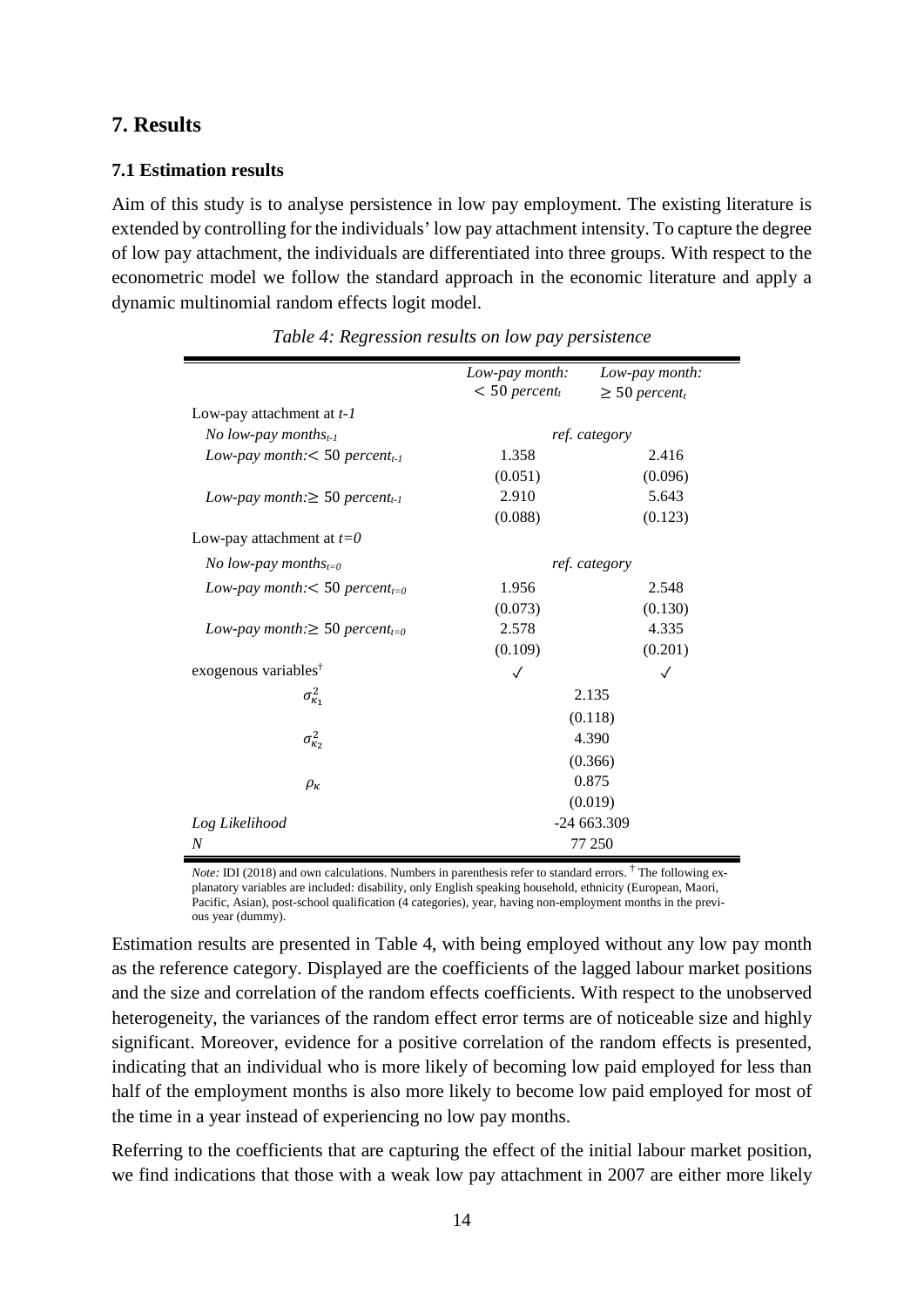## 7. Results

### 7.1 Estimation results

Aim of this study is to analyse persistence in low pay employment. The existing literature is extended by controlling for the individuals' low pay attachment intensity. To capture the degree of low pay attachment, the individuals are differentiated into three groups. With respect to the econometric model we follow the standard approach in the economic literature and apply a dynamic multinomial random effects logit model.

*Table 4: Regression results on low pay persistence*

| | *Low-pay month: $<$ 50 percent$_t$* | *Low-pay month: $\geq$ 50 percent$_t$* |
|---|---|---|
| Low-pay attachment at *t-1* | | |
| *No low-pay months$_{t-1}$* | *ref. category* | |
| *Low-pay month:$<$ 50 percent$_{t-1}$* | 1.358 | 2.416 |
| | (0.051) | (0.096) |
| *Low-pay month:$\geq$ 50 percent$_{t-1}$* | 2.910 | 5.643 |
| | (0.088) | (0.123) |
| Low-pay attachment at *t=0* | | |
| *No low-pay months$_{t=0}$* | *ref. category* | |
| *Low-pay month:$<$ 50 percent$_{t=0}$* | 1.956 | 2.548 |
| | (0.073) | (0.130) |
| *Low-pay month:$\geq$ 50 percent$_{t=0}$* | 2.578 | 4.335 |
| | (0.109) | (0.201) |
| exogenous variables$^\dagger$ | ✓ | ✓ |
| $\sigma^2_{\kappa_1}$ | 2.135 | |
| | (0.118) | |
| $\sigma^2_{\kappa_2}$ | 4.390 | |
| | (0.366) | |
| $\rho_\kappa$ | 0.875 | |
| | (0.019) | |
| *Log Likelihood* | -24 663.309 | |
| *N* | 77 250 | |

*Note:* IDI (2018) and own calculations. Numbers in parenthesis refer to standard errors. $^\dagger$ The following explanatory variables are included: disability, only English speaking household, ethnicity (European, Maori, Pacific, Asian), post-school qualification (4 categories), year, having non-employment months in the previous year (dummy).

Estimation results are presented in Table 4, with being employed without any low pay month as the reference category. Displayed are the coefficients of the lagged labour market positions and the size and correlation of the random effects coefficients. With respect to the unobserved heterogeneity, the variances of the random effect error terms are of noticeable size and highly significant. Moreover, evidence for a positive correlation of the random effects is presented, indicating that an individual who is more likely of becoming low paid employed for less than half of the employment months is also more likely to become low paid employed for most of the time in a year instead of experiencing no low pay months.

Referring to the coefficients that are capturing the effect of the initial labour market position, we find indications that those with a weak low pay attachment in 2007 are either more likely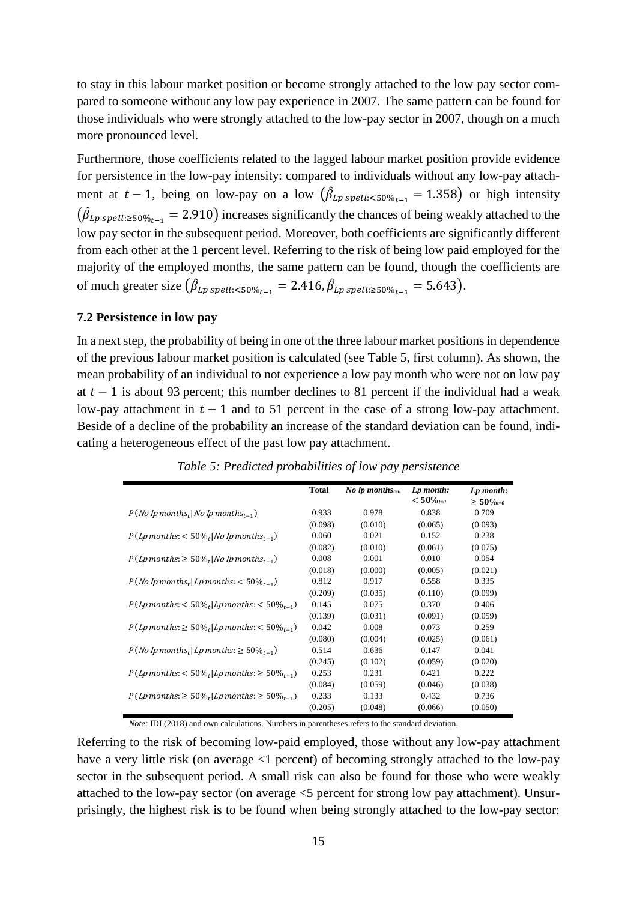to stay in this labour market position or become strongly attached to the low pay sector compared to someone without any low pay experience in 2007. The same pattern can be found for those individuals who were strongly attached to the low-pay sector in 2007, though on a much more pronounced level.

Furthermore, those coefficients related to the lagged labour market position provide evidence for persistence in the low-pay intensity: compared to individuals without any low-pay attachment at $t-1$, being on low-pay on a low $\left(\hat{\beta}_{Lp\ spell:<50\%_{t-1}} = 1.358\right)$ or high intensity $\left(\hat{\beta}_{Lp\ spell:\geq 50\%_{t-1}} = 2.910\right)$ increases significantly the chances of being weakly attached to the low pay sector in the subsequent period. Moreover, both coefficients are significantly different from each other at the 1 percent level. Referring to the risk of being low paid employed for the majority of the employed months, the same pattern can be found, though the coefficients are of much greater size $\left(\hat{\beta}_{Lp\ spell:<50\%_{t-1}} = 2.416, \hat{\beta}_{Lp\ spell:\geq 50\%_{t-1}} = 5.643\right)$.

### 7.2 Persistence in low pay

In a next step, the probability of being in one of the three labour market positions in dependence of the previous labour market position is calculated (see Table 5, first column). As shown, the mean probability of an individual to not experience a low pay month who were not on low pay at $t-1$ is about 93 percent; this number declines to 81 percent if the individual had a weak low-pay attachment in $t-1$ and to 51 percent in the case of a strong low-pay attachment. Beside of a decline of the probability an increase of the standard deviation can be found, indicating a heterogeneous effect of the past low pay attachment.

*Table 5: Predicted probabilities of low pay persistence*

| | Total | *No lp months$_{t=0}$* | *Lp month: $<50\%_{t=0}$* | *Lp month: $\geq 50\%_{t=0}$* |
|---|---|---|---|---|
| $P(No\ lp\ months_t \mid No\ lp\ months_{t-1})$ | 0.933 | 0.978 | 0.838 | 0.709 |
| | (0.098) | (0.010) | (0.065) | (0.093) |
| $P(Lp\ months: < 50\%_t \mid No\ lp\ months_{t-1})$ | 0.060 | 0.021 | 0.152 | 0.238 |
| | (0.082) | (0.010) | (0.061) | (0.075) |
| $P(Lp\ months: \geq 50\%_t \mid No\ lp\ months_{t-1})$ | 0.008 | 0.001 | 0.010 | 0.054 |
| | (0.018) | (0.000) | (0.005) | (0.021) |
| $P(No\ lp\ months_t \mid Lp\ months: < 50\%_{t-1})$ | 0.812 | 0.917 | 0.558 | 0.335 |
| | (0.209) | (0.035) | (0.110) | (0.099) |
| $P(Lp\ months: < 50\%_t \mid Lp\ months: < 50\%_{t-1})$ | 0.145 | 0.075 | 0.370 | 0.406 |
| | (0.139) | (0.031) | (0.091) | (0.059) |
| $P(Lp\ months: \geq 50\%_t \mid Lp\ months: < 50\%_{t-1})$ | 0.042 | 0.008 | 0.073 | 0.259 |
| | (0.080) | (0.004) | (0.025) | (0.061) |
| $P(No\ lp\ months_t \mid Lp\ months: \geq 50\%_{t-1})$ | 0.514 | 0.636 | 0.147 | 0.041 |
| | (0.245) | (0.102) | (0.059) | (0.020) |
| $P(Lp\ months: < 50\%_t \mid Lp\ months: \geq 50\%_{t-1})$ | 0.253 | 0.231 | 0.421 | 0.222 |
| | (0.084) | (0.059) | (0.046) | (0.038) |
| $P(Lp\ months: \geq 50\%_t \mid Lp\ months: \geq 50\%_{t-1})$ | 0.233 | 0.133 | 0.432 | 0.736 |
| | (0.205) | (0.048) | (0.066) | (0.050) |

*Note:* IDI (2018) and own calculations. Numbers in parentheses refers to the standard deviation.

Referring to the risk of becoming low-paid employed, those without any low-pay attachment have a very little risk (on average <1 percent) of becoming strongly attached to the low-pay sector in the subsequent period. A small risk can also be found for those who were weakly attached to the low-pay sector (on average <5 percent for strong low pay attachment). Unsurprisingly, the highest risk is to be found when being strongly attached to the low-pay sector: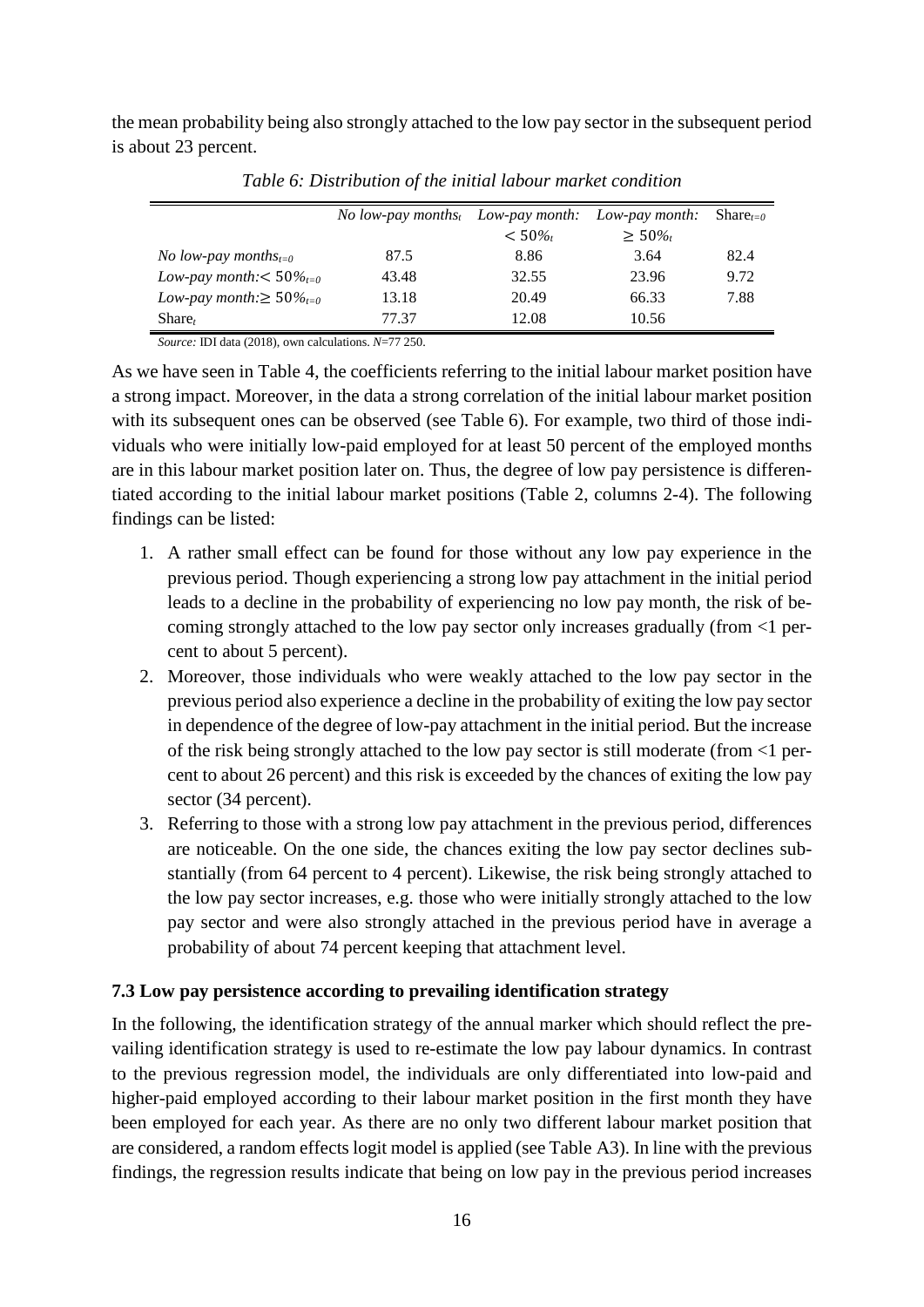the mean probability being also strongly attached to the low pay sector in the subsequent period is about 23 percent.

*Table 6: Distribution of the initial labour market condition*

| | *No low-pay months$_t$* | *Low-pay month: $< 50\%_t$* | *Low-pay month: $\geq 50\%_t$* | Share$_{t=0}$ |
|---|---|---|---|---|
| *No low-pay months$_{t=0}$* | 87.5 | 8.86 | 3.64 | 82.4 |
| *Low-pay month: $< 50\%_{t=0}$* | 43.48 | 32.55 | 23.96 | 9.72 |
| *Low-pay month: $\geq 50\%_{t=0}$* | 13.18 | 20.49 | 66.33 | 7.88 |
| Share$_t$ | 77.37 | 12.08 | 10.56 | |

*Source:* IDI data (2018), own calculations. *N*=77 250.

As we have seen in Table 4, the coefficients referring to the initial labour market position have a strong impact. Moreover, in the data a strong correlation of the initial labour market position with its subsequent ones can be observed (see Table 6). For example, two third of those individuals who were initially low-paid employed for at least 50 percent of the employed months are in this labour market position later on. Thus, the degree of low pay persistence is differentiated according to the initial labour market positions (Table 2, columns 2-4). The following findings can be listed:

1. A rather small effect can be found for those without any low pay experience in the previous period. Though experiencing a strong low pay attachment in the initial period leads to a decline in the probability of experiencing no low pay month, the risk of becoming strongly attached to the low pay sector only increases gradually (from <1 percent to about 5 percent).
2. Moreover, those individuals who were weakly attached to the low pay sector in the previous period also experience a decline in the probability of exiting the low pay sector in dependence of the degree of low-pay attachment in the initial period. But the increase of the risk being strongly attached to the low pay sector is still moderate (from <1 percent to about 26 percent) and this risk is exceeded by the chances of exiting the low pay sector (34 percent).
3. Referring to those with a strong low pay attachment in the previous period, differences are noticeable. On the one side, the chances exiting the low pay sector declines substantially (from 64 percent to 4 percent). Likewise, the risk being strongly attached to the low pay sector increases, e.g. those who were initially strongly attached to the low pay sector and were also strongly attached in the previous period have in average a probability of about 74 percent keeping that attachment level.

### 7.3 Low pay persistence according to prevailing identification strategy

In the following, the identification strategy of the annual marker which should reflect the prevailing identification strategy is used to re-estimate the low pay labour dynamics. In contrast to the previous regression model, the individuals are only differentiated into low-paid and higher-paid employed according to their labour market position in the first month they have been employed for each year. As there are no only two different labour market position that are considered, a random effects logit model is applied (see Table A3). In line with the previous findings, the regression results indicate that being on low pay in the previous period increases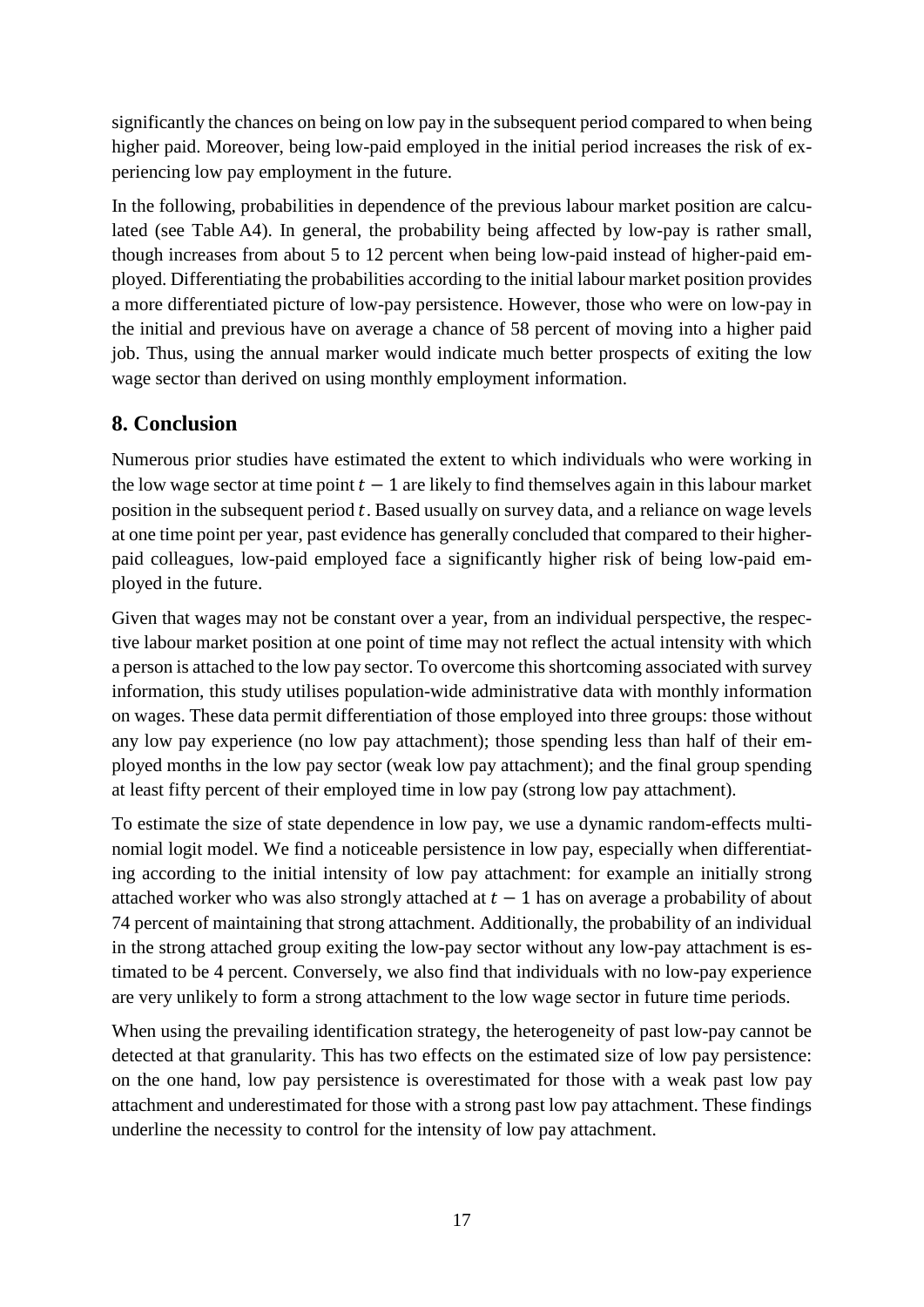significantly the chances on being on low pay in the subsequent period compared to when being higher paid. Moreover, being low-paid employed in the initial period increases the risk of experiencing low pay employment in the future.

In the following, probabilities in dependence of the previous labour market position are calculated (see Table A4). In general, the probability being affected by low-pay is rather small, though increases from about 5 to 12 percent when being low-paid instead of higher-paid employed. Differentiating the probabilities according to the initial labour market position provides a more differentiated picture of low-pay persistence. However, those who were on low-pay in the initial and previous have on average a chance of 58 percent of moving into a higher paid job. Thus, using the annual marker would indicate much better prospects of exiting the low wage sector than derived on using monthly employment information.

## 8. Conclusion

Numerous prior studies have estimated the extent to which individuals who were working in the low wage sector at time point $t-1$ are likely to find themselves again in this labour market position in the subsequent period $t$. Based usually on survey data, and a reliance on wage levels at one time point per year, past evidence has generally concluded that compared to their higher-paid colleagues, low-paid employed face a significantly higher risk of being low-paid employed in the future.

Given that wages may not be constant over a year, from an individual perspective, the respective labour market position at one point of time may not reflect the actual intensity with which a person is attached to the low pay sector. To overcome this shortcoming associated with survey information, this study utilises population-wide administrative data with monthly information on wages. These data permit differentiation of those employed into three groups: those without any low pay experience (no low pay attachment); those spending less than half of their employed months in the low pay sector (weak low pay attachment); and the final group spending at least fifty percent of their employed time in low pay (strong low pay attachment).

To estimate the size of state dependence in low pay, we use a dynamic random-effects multinomial logit model. We find a noticeable persistence in low pay, especially when differentiating according to the initial intensity of low pay attachment: for example an initially strong attached worker who was also strongly attached at $t-1$ has on average a probability of about 74 percent of maintaining that strong attachment. Additionally, the probability of an individual in the strong attached group exiting the low-pay sector without any low-pay attachment is estimated to be 4 percent. Conversely, we also find that individuals with no low-pay experience are very unlikely to form a strong attachment to the low wage sector in future time periods.

When using the prevailing identification strategy, the heterogeneity of past low-pay cannot be detected at that granularity. This has two effects on the estimated size of low pay persistence: on the one hand, low pay persistence is overestimated for those with a weak past low pay attachment and underestimated for those with a strong past low pay attachment. These findings underline the necessity to control for the intensity of low pay attachment.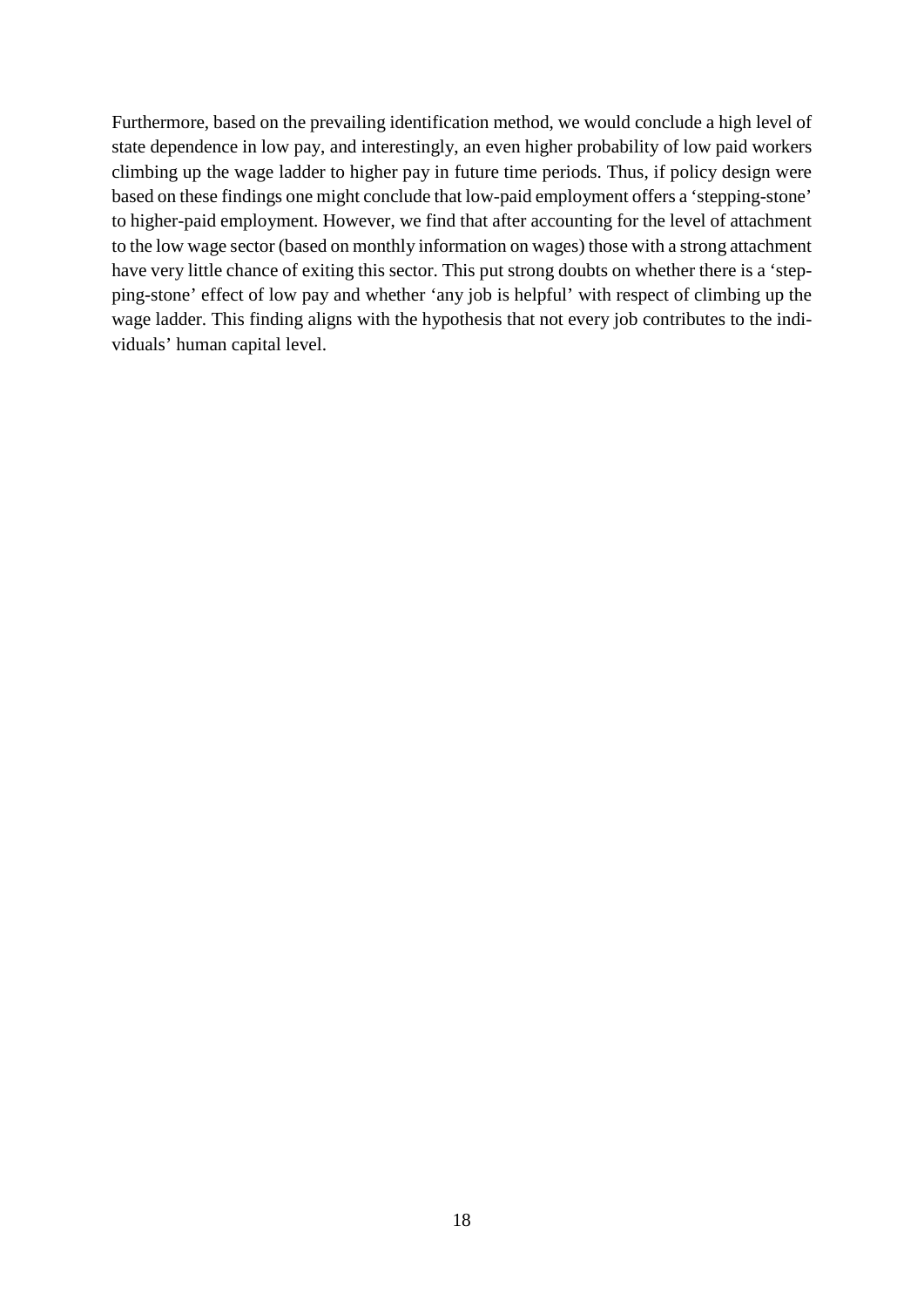Furthermore, based on the prevailing identification method, we would conclude a high level of state dependence in low pay, and interestingly, an even higher probability of low paid workers climbing up the wage ladder to higher pay in future time periods. Thus, if policy design were based on these findings one might conclude that low-paid employment offers a 'stepping-stone' to higher-paid employment. However, we find that after accounting for the level of attachment to the low wage sector (based on monthly information on wages) those with a strong attachment have very little chance of exiting this sector. This put strong doubts on whether there is a 'stepping-stone' effect of low pay and whether 'any job is helpful' with respect of climbing up the wage ladder. This finding aligns with the hypothesis that not every job contributes to the individuals' human capital level.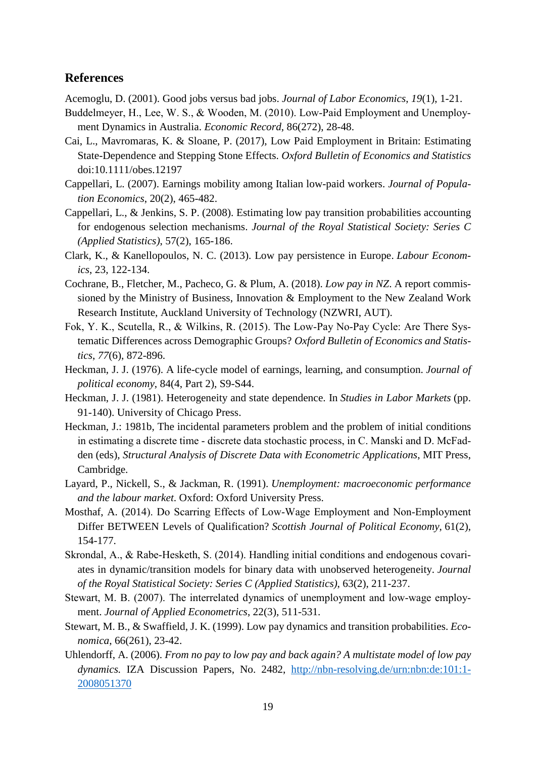## References

Acemoglu, D. (2001). Good jobs versus bad jobs. *Journal of Labor Economics*, *19*(1), 1-21.

Buddelmeyer, H., Lee, W. S., & Wooden, M. (2010). Low-Paid Employment and Unemployment Dynamics in Australia. *Economic Record*, 86(272), 28-48.

Cai, L., Mavromaras, K. & Sloane, P. (2017), Low Paid Employment in Britain: Estimating State-Dependence and Stepping Stone Effects. *Oxford Bulletin of Economics and Statistics* doi:10.1111/obes.12197

Cappellari, L. (2007). Earnings mobility among Italian low-paid workers. *Journal of Population Economics*, 20(2), 465-482.

Cappellari, L., & Jenkins, S. P. (2008). Estimating low pay transition probabilities accounting for endogenous selection mechanisms. *Journal of the Royal Statistical Society: Series C (Applied Statistics)*, 57(2), 165-186.

Clark, K., & Kanellopoulos, N. C. (2013). Low pay persistence in Europe. *Labour Economics*, 23, 122-134.

Cochrane, B., Fletcher, M., Pacheco, G. & Plum, A. (2018). *Low pay in NZ*. A report commissioned by the Ministry of Business, Innovation & Employment to the New Zealand Work Research Institute, Auckland University of Technology (NZWRI, AUT).

Fok, Y. K., Scutella, R., & Wilkins, R. (2015). The Low-Pay No-Pay Cycle: Are There Systematic Differences across Demographic Groups? *Oxford Bulletin of Economics and Statistics*, *77*(6), 872-896.

Heckman, J. J. (1976). A life-cycle model of earnings, learning, and consumption. *Journal of political economy*, 84(4, Part 2), S9-S44.

Heckman, J. J. (1981). Heterogeneity and state dependence. In *Studies in Labor Markets* (pp. 91-140). University of Chicago Press.

Heckman, J.: 1981b, The incidental parameters problem and the problem of initial conditions in estimating a discrete time - discrete data stochastic process, in C. Manski and D. McFadden (eds), *Structural Analysis of Discrete Data with Econometric Applications*, MIT Press, Cambridge.

Layard, P., Nickell, S., & Jackman, R. (1991). *Unemployment: macroeconomic performance and the labour market*. Oxford: Oxford University Press.

Mosthaf, A. (2014). Do Scarring Effects of Low-Wage Employment and Non-Employment Differ BETWEEN Levels of Qualification? *Scottish Journal of Political Economy*, 61(2), 154-177.

Skrondal, A., & Rabe-Hesketh, S. (2014). Handling initial conditions and endogenous covariates in dynamic/transition models for binary data with unobserved heterogeneity. *Journal of the Royal Statistical Society: Series C (Applied Statistics)*, 63(2), 211-237.

Stewart, M. B. (2007). The interrelated dynamics of unemployment and low-wage employment. *Journal of Applied Econometrics*, 22(3), 511-531.

Stewart, M. B., & Swaffield, J. K. (1999). Low pay dynamics and transition probabilities. *Economica*, 66(261), 23-42.

Uhlendorff, A. (2006). *From no pay to low pay and back again? A multistate model of low pay dynamics.* IZA Discussion Papers, No. 2482, http://nbn-resolving.de/urn:nbn:de:101:1-2008051370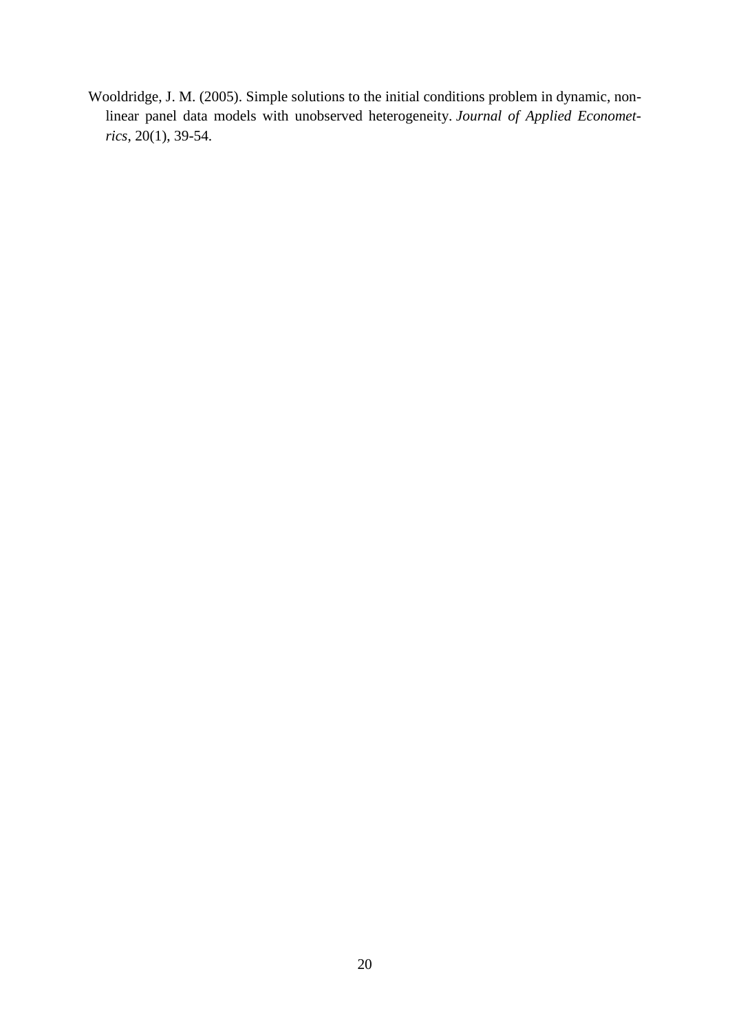Wooldridge, J. M. (2005). Simple solutions to the initial conditions problem in dynamic, nonlinear panel data models with unobserved heterogeneity. *Journal of Applied Econometrics*, 20(1), 39-54.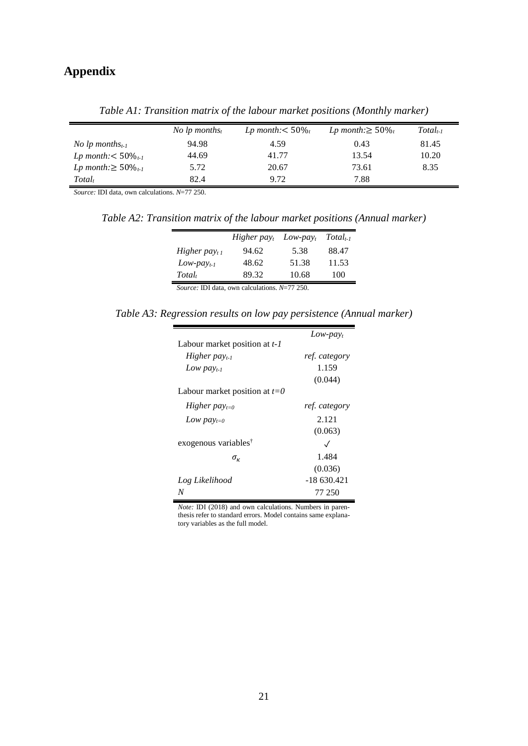# Appendix

*Table A1: Transition matrix of the labour market positions (Monthly marker)*

| | *No lp months$_t$* | *Lp month:$< 50\%_t$* | *Lp month:$\geq 50\%_t$* | *Total$_{t-1}$* |
|---|---|---|---|---|
| *No lp months$_{t-1}$* | 94.98 | 4.59 | 0.43 | 81.45 |
| *Lp month:$< 50\%_{t-1}$* | 44.69 | 41.77 | 13.54 | 10.20 |
| *Lp month:$\geq 50\%_{t-1}$* | 5.72 | 20.67 | 73.61 | 8.35 |
| *Total$_t$* | 82.4 | 9.72 | 7.88 | |

*Source:* IDI data, own calculations. *N*=77 250.

*Table A2: Transition matrix of the labour market positions (Annual marker)*

| | *Higher pay$_t$* | *Low-pay$_t$* | *Total$_{t-1}$* |
|---|---|---|---|
| *Higher pay$_{t\ 1}$* | 94.62 | 5.38 | 88.47 |
| *Low-pay$_{t-1}$* | 48.62 | 51.38 | 11.53 |
| *Total$_t$* | 89.32 | 10.68 | 100 |

*Source:* IDI data, own calculations. *N*=77 250.

*Table A3: Regression results on low pay persistence (Annual marker)*

| | *Low-pay$_t$* |
|---|---|
| Labour market position at *t-1* | |
| *Higher pay$_{t-1}$* | *ref. category* |
| *Low pay$_{t-1}$* | 1.159 |
| | (0.044) |
| Labour market position at *t=0* | |
| *Higher pay$_{t=0}$* | *ref. category* |
| *Low pay$_{t=0}$* | 2.121 |
| | (0.063) |
| exogenous variables[†] | ✓ |
| $\sigma_\kappa$ | 1.484 |
| | (0.036) |
| *Log Likelihood* | -18 630.421 |
| *N* | 77 250 |

*Note:* IDI (2018) and own calculations. Numbers in parenthesis refer to standard errors. Model contains same explanatory variables as the full model.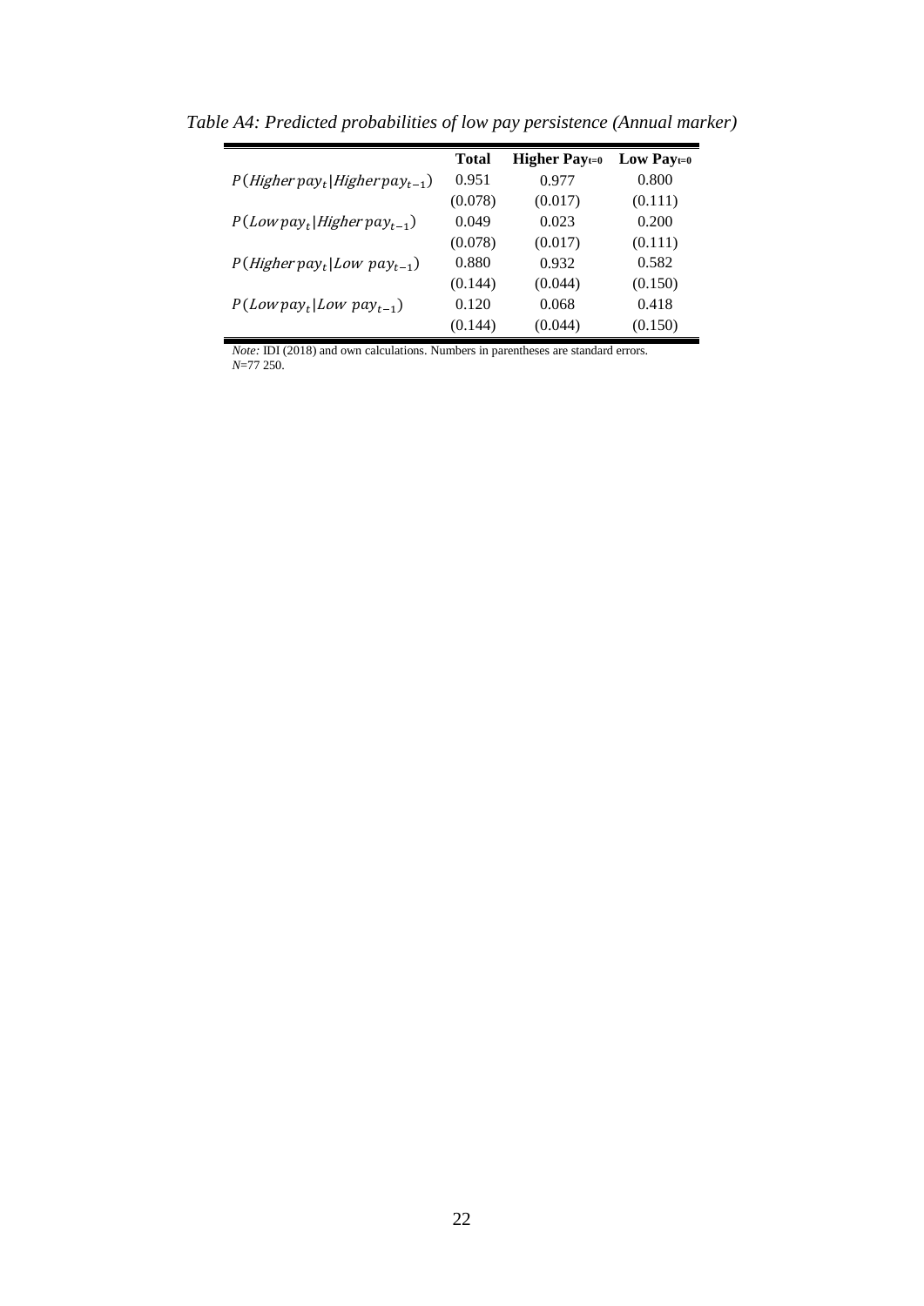*Table A4: Predicted probabilities of low pay persistence (Annual marker)*

| | **Total** | **Higher Pay$_{t=0}$** | **Low Pay$_{t=0}$** |
|---|---|---|---|
| $P(Higher\,pay_t \mid Higher\,pay_{t-1})$ | 0.951 | 0.977 | 0.800 |
| | (0.078) | (0.017) | (0.111) |
| $P(Low\,pay_t \mid Higher\,pay_{t-1})$ | 0.049 | 0.023 | 0.200 |
| | (0.078) | (0.017) | (0.111) |
| $P(Higher\,pay_t \mid Low\;pay_{t-1})$ | 0.880 | 0.932 | 0.582 |
| | (0.144) | (0.044) | (0.150) |
| $P(Low\,pay_t \mid Low\;pay_{t-1})$ | 0.120 | 0.068 | 0.418 |
| | (0.144) | (0.044) | (0.150) |

*Note:* IDI (2018) and own calculations. Numbers in parentheses are standard errors.
*N*=77 250.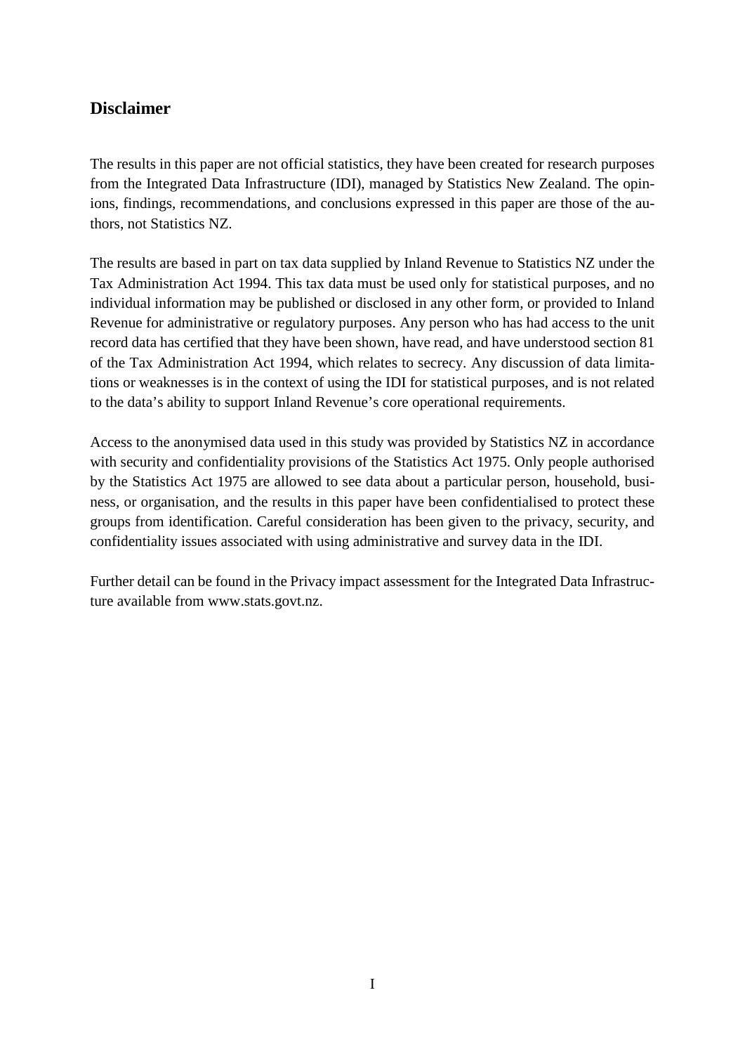## Disclaimer

The results in this paper are not official statistics, they have been created for research purposes from the Integrated Data Infrastructure (IDI), managed by Statistics New Zealand. The opinions, findings, recommendations, and conclusions expressed in this paper are those of the authors, not Statistics NZ.

The results are based in part on tax data supplied by Inland Revenue to Statistics NZ under the Tax Administration Act 1994. This tax data must be used only for statistical purposes, and no individual information may be published or disclosed in any other form, or provided to Inland Revenue for administrative or regulatory purposes. Any person who has had access to the unit record data has certified that they have been shown, have read, and have understood section 81 of the Tax Administration Act 1994, which relates to secrecy. Any discussion of data limitations or weaknesses is in the context of using the IDI for statistical purposes, and is not related to the data's ability to support Inland Revenue's core operational requirements.

Access to the anonymised data used in this study was provided by Statistics NZ in accordance with security and confidentiality provisions of the Statistics Act 1975. Only people authorised by the Statistics Act 1975 are allowed to see data about a particular person, household, business, or organisation, and the results in this paper have been confidentialised to protect these groups from identification. Careful consideration has been given to the privacy, security, and confidentiality issues associated with using administrative and survey data in the IDI.

Further detail can be found in the Privacy impact assessment for the Integrated Data Infrastructure available from www.stats.govt.nz.